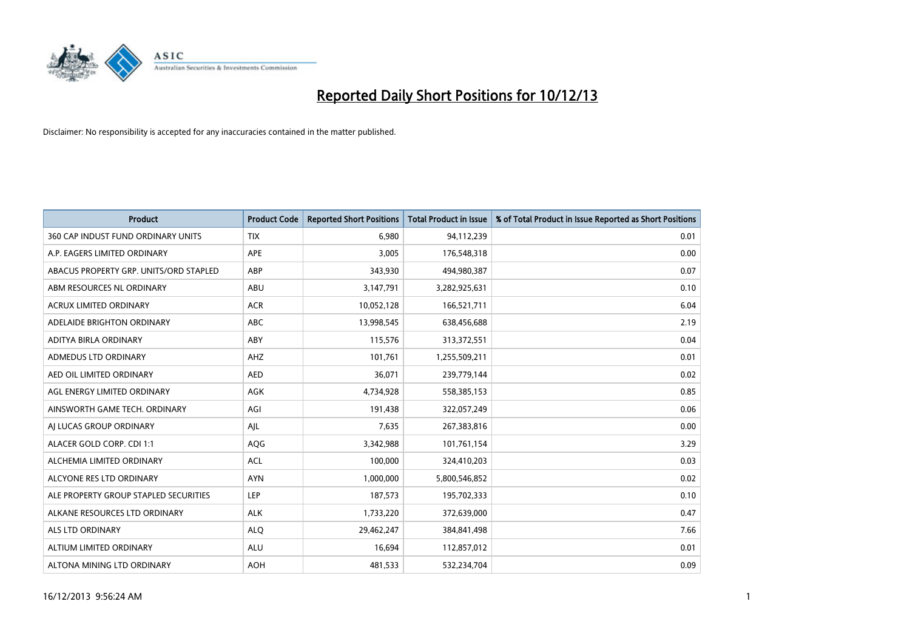# Reported Daily Short Positions for 10/12/13

Disclaimer: No responsibility is accepted for any inaccuracies contained in the matter published.

| Product | Product Code | Reported Short Positions | Total Product in Issue | % of Total Product in Issue Reported as Short Positions |
|---|---|---|---|---|
| 360 CAP INDUST FUND ORDINARY UNITS | TIX | 6,980 | 94,112,239 | 0.01 |
| A.P. EAGERS LIMITED ORDINARY | APE | 3,005 | 176,548,318 | 0.00 |
| ABACUS PROPERTY GRP. UNITS/ORD STAPLED | ABP | 343,930 | 494,980,387 | 0.07 |
| ABM RESOURCES NL ORDINARY | ABU | 3,147,791 | 3,282,925,631 | 0.10 |
| ACRUX LIMITED ORDINARY | ACR | 10,052,128 | 166,521,711 | 6.04 |
| ADELAIDE BRIGHTON ORDINARY | ABC | 13,998,545 | 638,456,688 | 2.19 |
| ADITYA BIRLA ORDINARY | ABY | 115,576 | 313,372,551 | 0.04 |
| ADMEDUS LTD ORDINARY | AHZ | 101,761 | 1,255,509,211 | 0.01 |
| AED OIL LIMITED ORDINARY | AED | 36,071 | 239,779,144 | 0.02 |
| AGL ENERGY LIMITED ORDINARY | AGK | 4,734,928 | 558,385,153 | 0.85 |
| AINSWORTH GAME TECH. ORDINARY | AGI | 191,438 | 322,057,249 | 0.06 |
| AJ LUCAS GROUP ORDINARY | AJL | 7,635 | 267,383,816 | 0.00 |
| ALACER GOLD CORP. CDI 1:1 | AQG | 3,342,988 | 101,761,154 | 3.29 |
| ALCHEMIA LIMITED ORDINARY | ACL | 100,000 | 324,410,203 | 0.03 |
| ALCYONE RES LTD ORDINARY | AYN | 1,000,000 | 5,800,546,852 | 0.02 |
| ALE PROPERTY GROUP STAPLED SECURITIES | LEP | 187,573 | 195,702,333 | 0.10 |
| ALKANE RESOURCES LTD ORDINARY | ALK | 1,733,220 | 372,639,000 | 0.47 |
| ALS LTD ORDINARY | ALQ | 29,462,247 | 384,841,498 | 7.66 |
| ALTIUM LIMITED ORDINARY | ALU | 16,694 | 112,857,012 | 0.01 |
| ALTONA MINING LTD ORDINARY | AOH | 481,533 | 532,234,704 | 0.09 |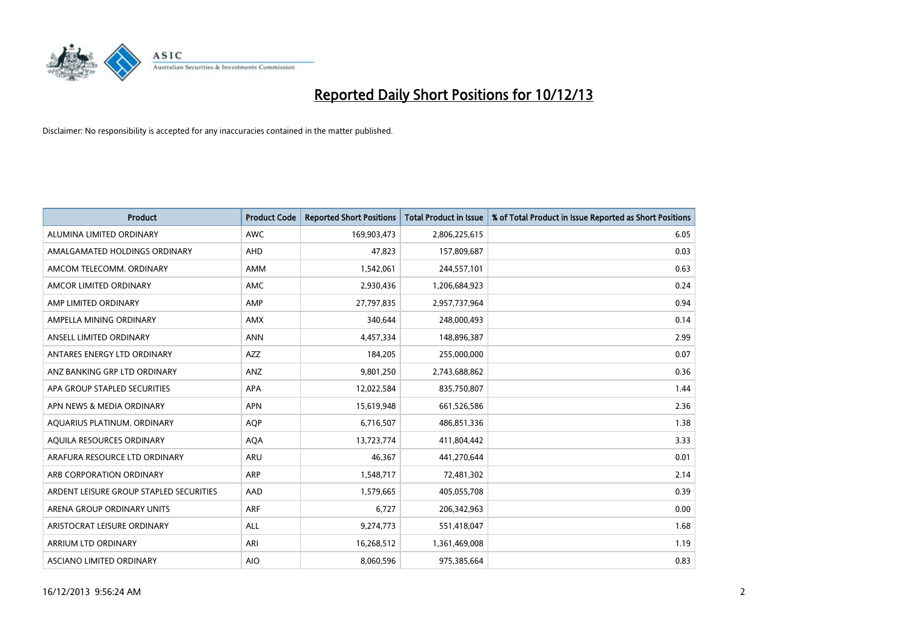# Reported Daily Short Positions for 10/12/13

Disclaimer: No responsibility is accepted for any inaccuracies contained in the matter published.

| Product | Product Code | Reported Short Positions | Total Product in Issue | % of Total Product in Issue Reported as Short Positions |
|---|---|---|---|---|
| ALUMINA LIMITED ORDINARY | AWC | 169,903,473 | 2,806,225,615 | 6.05 |
| AMALGAMATED HOLDINGS ORDINARY | AHD | 47,823 | 157,809,687 | 0.03 |
| AMCOM TELECOMM. ORDINARY | AMM | 1,542,061 | 244,557,101 | 0.63 |
| AMCOR LIMITED ORDINARY | AMC | 2,930,436 | 1,206,684,923 | 0.24 |
| AMP LIMITED ORDINARY | AMP | 27,797,835 | 2,957,737,964 | 0.94 |
| AMPELLA MINING ORDINARY | AMX | 340,644 | 248,000,493 | 0.14 |
| ANSELL LIMITED ORDINARY | ANN | 4,457,334 | 148,896,387 | 2.99 |
| ANTARES ENERGY LTD ORDINARY | AZZ | 184,205 | 255,000,000 | 0.07 |
| ANZ BANKING GRP LTD ORDINARY | ANZ | 9,801,250 | 2,743,688,862 | 0.36 |
| APA GROUP STAPLED SECURITIES | APA | 12,022,584 | 835,750,807 | 1.44 |
| APN NEWS & MEDIA ORDINARY | APN | 15,619,948 | 661,526,586 | 2.36 |
| AQUARIUS PLATINUM. ORDINARY | AQP | 6,716,507 | 486,851,336 | 1.38 |
| AQUILA RESOURCES ORDINARY | AQA | 13,723,774 | 411,804,442 | 3.33 |
| ARAFURA RESOURCE LTD ORDINARY | ARU | 46,367 | 441,270,644 | 0.01 |
| ARB CORPORATION ORDINARY | ARP | 1,548,717 | 72,481,302 | 2.14 |
| ARDENT LEISURE GROUP STAPLED SECURITIES | AAD | 1,579,665 | 405,055,708 | 0.39 |
| ARENA GROUP ORDINARY UNITS | ARF | 6,727 | 206,342,963 | 0.00 |
| ARISTOCRAT LEISURE ORDINARY | ALL | 9,274,773 | 551,418,047 | 1.68 |
| ARRIUM LTD ORDINARY | ARI | 16,268,512 | 1,361,469,008 | 1.19 |
| ASCIANO LIMITED ORDINARY | AIO | 8,060,596 | 975,385,664 | 0.83 |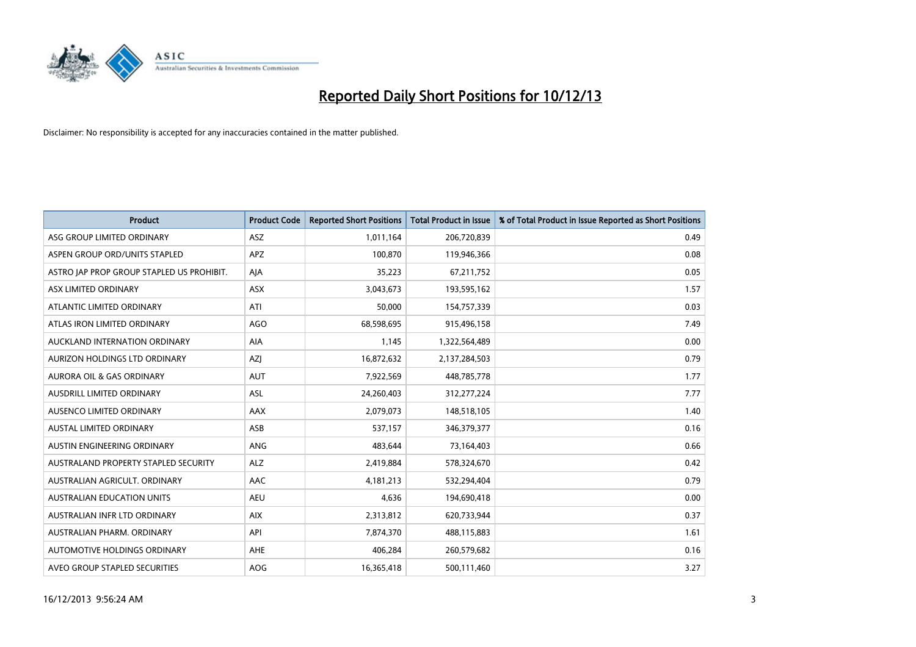# Reported Daily Short Positions for 10/12/13

Disclaimer: No responsibility is accepted for any inaccuracies contained in the matter published.

| Product | Product Code | Reported Short Positions | Total Product in Issue | % of Total Product in Issue Reported as Short Positions |
|---|---|---|---|---|
| ASG GROUP LIMITED ORDINARY | ASZ | 1,011,164 | 206,720,839 | 0.49 |
| ASPEN GROUP ORD/UNITS STAPLED | APZ | 100,870 | 119,946,366 | 0.08 |
| ASTRO JAP PROP GROUP STAPLED US PROHIBIT. | AJA | 35,223 | 67,211,752 | 0.05 |
| ASX LIMITED ORDINARY | ASX | 3,043,673 | 193,595,162 | 1.57 |
| ATLANTIC LIMITED ORDINARY | ATI | 50,000 | 154,757,339 | 0.03 |
| ATLAS IRON LIMITED ORDINARY | AGO | 68,598,695 | 915,496,158 | 7.49 |
| AUCKLAND INTERNATION ORDINARY | AIA | 1,145 | 1,322,564,489 | 0.00 |
| AURIZON HOLDINGS LTD ORDINARY | AZJ | 16,872,632 | 2,137,284,503 | 0.79 |
| AURORA OIL & GAS ORDINARY | AUT | 7,922,569 | 448,785,778 | 1.77 |
| AUSDRILL LIMITED ORDINARY | ASL | 24,260,403 | 312,277,224 | 7.77 |
| AUSENCO LIMITED ORDINARY | AAX | 2,079,073 | 148,518,105 | 1.40 |
| AUSTAL LIMITED ORDINARY | ASB | 537,157 | 346,379,377 | 0.16 |
| AUSTIN ENGINEERING ORDINARY | ANG | 483,644 | 73,164,403 | 0.66 |
| AUSTRALAND PROPERTY STAPLED SECURITY | ALZ | 2,419,884 | 578,324,670 | 0.42 |
| AUSTRALIAN AGRICULT. ORDINARY | AAC | 4,181,213 | 532,294,404 | 0.79 |
| AUSTRALIAN EDUCATION UNITS | AEU | 4,636 | 194,690,418 | 0.00 |
| AUSTRALIAN INFR LTD ORDINARY | AIX | 2,313,812 | 620,733,944 | 0.37 |
| AUSTRALIAN PHARM. ORDINARY | API | 7,874,370 | 488,115,883 | 1.61 |
| AUTOMOTIVE HOLDINGS ORDINARY | AHE | 406,284 | 260,579,682 | 0.16 |
| AVEO GROUP STAPLED SECURITIES | AOG | 16,365,418 | 500,111,460 | 3.27 |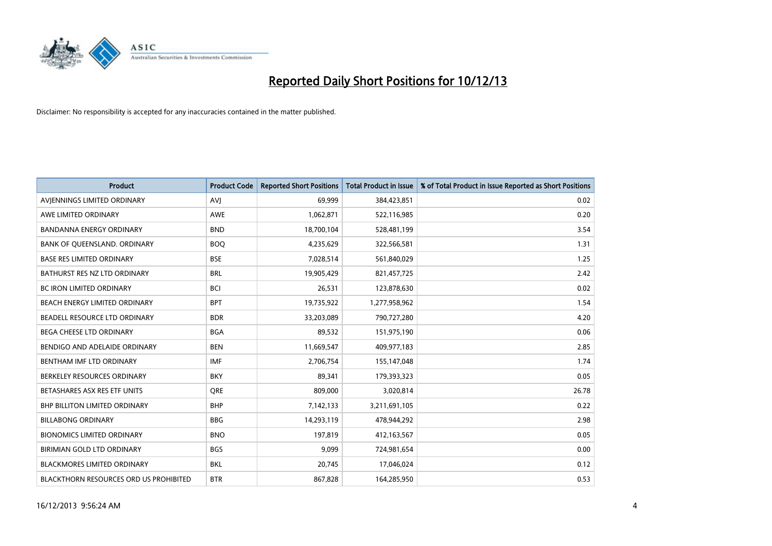# Reported Daily Short Positions for 10/12/13

Disclaimer: No responsibility is accepted for any inaccuracies contained in the matter published.

| Product | Product Code | Reported Short Positions | Total Product in Issue | % of Total Product in Issue Reported as Short Positions |
|---|---|---|---|---|
| AVJENNINGS LIMITED ORDINARY | AVJ | 69,999 | 384,423,851 | 0.02 |
| AWE LIMITED ORDINARY | AWE | 1,062,871 | 522,116,985 | 0.20 |
| BANDANNA ENERGY ORDINARY | BND | 18,700,104 | 528,481,199 | 3.54 |
| BANK OF QUEENSLAND. ORDINARY | BOQ | 4,235,629 | 322,566,581 | 1.31 |
| BASE RES LIMITED ORDINARY | BSE | 7,028,514 | 561,840,029 | 1.25 |
| BATHURST RES NZ LTD ORDINARY | BRL | 19,905,429 | 821,457,725 | 2.42 |
| BC IRON LIMITED ORDINARY | BCI | 26,531 | 123,878,630 | 0.02 |
| BEACH ENERGY LIMITED ORDINARY | BPT | 19,735,922 | 1,277,958,962 | 1.54 |
| BEADELL RESOURCE LTD ORDINARY | BDR | 33,203,089 | 790,727,280 | 4.20 |
| BEGA CHEESE LTD ORDINARY | BGA | 89,532 | 151,975,190 | 0.06 |
| BENDIGO AND ADELAIDE ORDINARY | BEN | 11,669,547 | 409,977,183 | 2.85 |
| BENTHAM IMF LTD ORDINARY | IMF | 2,706,754 | 155,147,048 | 1.74 |
| BERKELEY RESOURCES ORDINARY | BKY | 89,341 | 179,393,323 | 0.05 |
| BETASHARES ASX RES ETF UNITS | QRE | 809,000 | 3,020,814 | 26.78 |
| BHP BILLITON LIMITED ORDINARY | BHP | 7,142,133 | 3,211,691,105 | 0.22 |
| BILLABONG ORDINARY | BBG | 14,293,119 | 478,944,292 | 2.98 |
| BIONOMICS LIMITED ORDINARY | BNO | 197,819 | 412,163,567 | 0.05 |
| BIRIMIAN GOLD LTD ORDINARY | BGS | 9,099 | 724,981,654 | 0.00 |
| BLACKMORES LIMITED ORDINARY | BKL | 20,745 | 17,046,024 | 0.12 |
| BLACKTHORN RESOURCES ORD US PROHIBITED | BTR | 867,828 | 164,285,950 | 0.53 |

16/12/2013 9:56:24 AM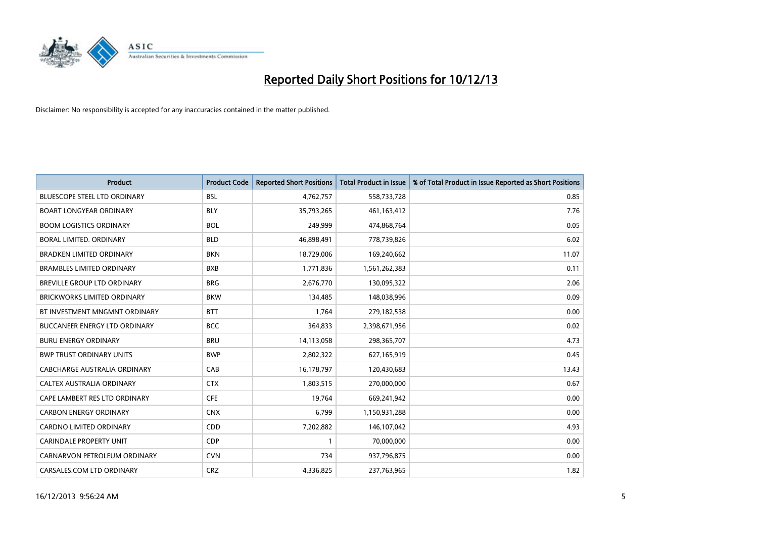# Reported Daily Short Positions for 10/12/13

Disclaimer: No responsibility is accepted for any inaccuracies contained in the matter published.

| Product | Product Code | Reported Short Positions | Total Product in Issue | % of Total Product in Issue Reported as Short Positions |
|---|---|---|---|---|
| BLUESCOPE STEEL LTD ORDINARY | BSL | 4,762,757 | 558,733,728 | 0.85 |
| BOART LONGYEAR ORDINARY | BLY | 35,793,265 | 461,163,412 | 7.76 |
| BOOM LOGISTICS ORDINARY | BOL | 249,999 | 474,868,764 | 0.05 |
| BORAL LIMITED. ORDINARY | BLD | 46,898,491 | 778,739,826 | 6.02 |
| BRADKEN LIMITED ORDINARY | BKN | 18,729,006 | 169,240,662 | 11.07 |
| BRAMBLES LIMITED ORDINARY | BXB | 1,771,836 | 1,561,262,383 | 0.11 |
| BREVILLE GROUP LTD ORDINARY | BRG | 2,676,770 | 130,095,322 | 2.06 |
| BRICKWORKS LIMITED ORDINARY | BKW | 134,485 | 148,038,996 | 0.09 |
| BT INVESTMENT MNGMNT ORDINARY | BTT | 1,764 | 279,182,538 | 0.00 |
| BUCCANEER ENERGY LTD ORDINARY | BCC | 364,833 | 2,398,671,956 | 0.02 |
| BURU ENERGY ORDINARY | BRU | 14,113,058 | 298,365,707 | 4.73 |
| BWP TRUST ORDINARY UNITS | BWP | 2,802,322 | 627,165,919 | 0.45 |
| CABCHARGE AUSTRALIA ORDINARY | CAB | 16,178,797 | 120,430,683 | 13.43 |
| CALTEX AUSTRALIA ORDINARY | CTX | 1,803,515 | 270,000,000 | 0.67 |
| CAPE LAMBERT RES LTD ORDINARY | CFE | 19,764 | 669,241,942 | 0.00 |
| CARBON ENERGY ORDINARY | CNX | 6,799 | 1,150,931,288 | 0.00 |
| CARDNO LIMITED ORDINARY | CDD | 7,202,882 | 146,107,042 | 4.93 |
| CARINDALE PROPERTY UNIT | CDP | 1 | 70,000,000 | 0.00 |
| CARNARVON PETROLEUM ORDINARY | CVN | 734 | 937,796,875 | 0.00 |
| CARSALES.COM LTD ORDINARY | CRZ | 4,336,825 | 237,763,965 | 1.82 |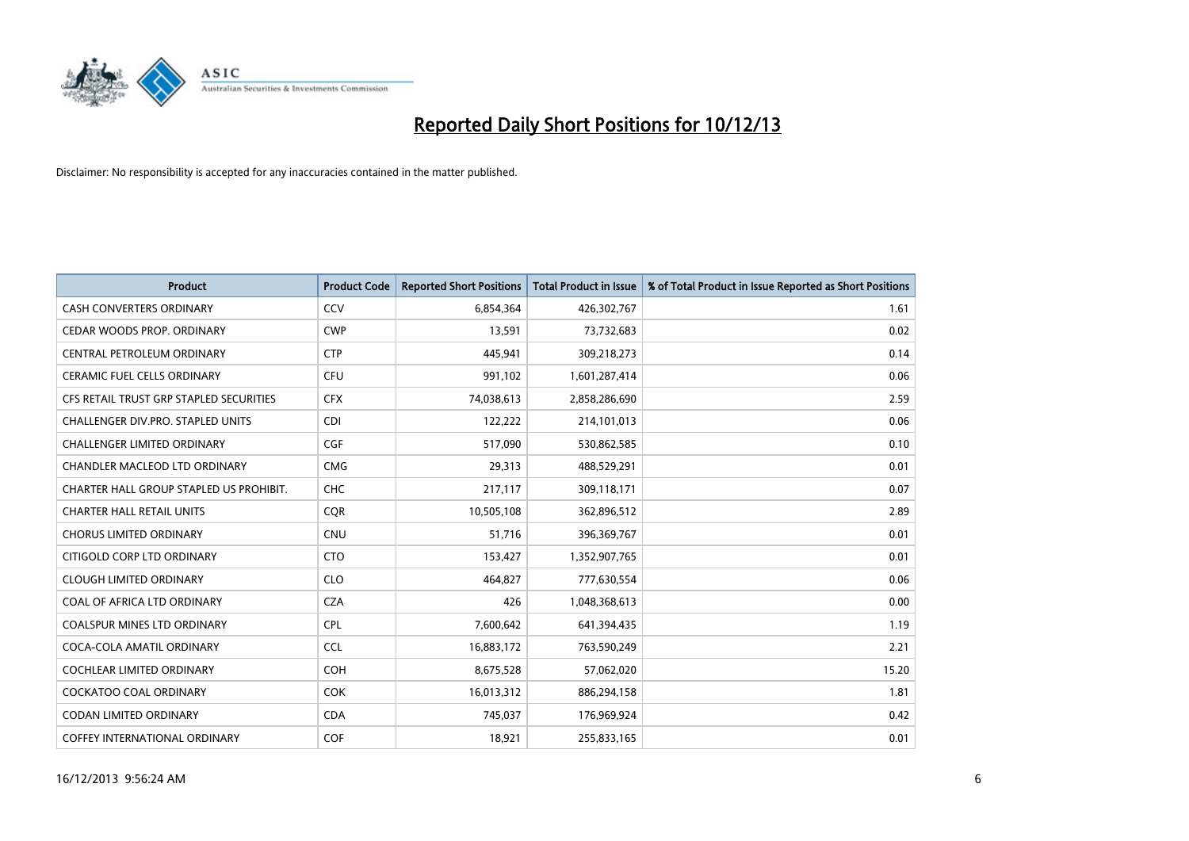# Reported Daily Short Positions for 10/12/13

Disclaimer: No responsibility is accepted for any inaccuracies contained in the matter published.

| Product | Product Code | Reported Short Positions | Total Product in Issue | % of Total Product in Issue Reported as Short Positions |
|---|---|---|---|---|
| CASH CONVERTERS ORDINARY | CCV | 6,854,364 | 426,302,767 | 1.61 |
| CEDAR WOODS PROP. ORDINARY | CWP | 13,591 | 73,732,683 | 0.02 |
| CENTRAL PETROLEUM ORDINARY | CTP | 445,941 | 309,218,273 | 0.14 |
| CERAMIC FUEL CELLS ORDINARY | CFU | 991,102 | 1,601,287,414 | 0.06 |
| CFS RETAIL TRUST GRP STAPLED SECURITIES | CFX | 74,038,613 | 2,858,286,690 | 2.59 |
| CHALLENGER DIV.PRO. STAPLED UNITS | CDI | 122,222 | 214,101,013 | 0.06 |
| CHALLENGER LIMITED ORDINARY | CGF | 517,090 | 530,862,585 | 0.10 |
| CHANDLER MACLEOD LTD ORDINARY | CMG | 29,313 | 488,529,291 | 0.01 |
| CHARTER HALL GROUP STAPLED US PROHIBIT. | CHC | 217,117 | 309,118,171 | 0.07 |
| CHARTER HALL RETAIL UNITS | CQR | 10,505,108 | 362,896,512 | 2.89 |
| CHORUS LIMITED ORDINARY | CNU | 51,716 | 396,369,767 | 0.01 |
| CITIGOLD CORP LTD ORDINARY | CTO | 153,427 | 1,352,907,765 | 0.01 |
| CLOUGH LIMITED ORDINARY | CLO | 464,827 | 777,630,554 | 0.06 |
| COAL OF AFRICA LTD ORDINARY | CZA | 426 | 1,048,368,613 | 0.00 |
| COALSPUR MINES LTD ORDINARY | CPL | 7,600,642 | 641,394,435 | 1.19 |
| COCA-COLA AMATIL ORDINARY | CCL | 16,883,172 | 763,590,249 | 2.21 |
| COCHLEAR LIMITED ORDINARY | COH | 8,675,528 | 57,062,020 | 15.20 |
| COCKATOO COAL ORDINARY | COK | 16,013,312 | 886,294,158 | 1.81 |
| CODAN LIMITED ORDINARY | CDA | 745,037 | 176,969,924 | 0.42 |
| COFFEY INTERNATIONAL ORDINARY | COF | 18,921 | 255,833,165 | 0.01 |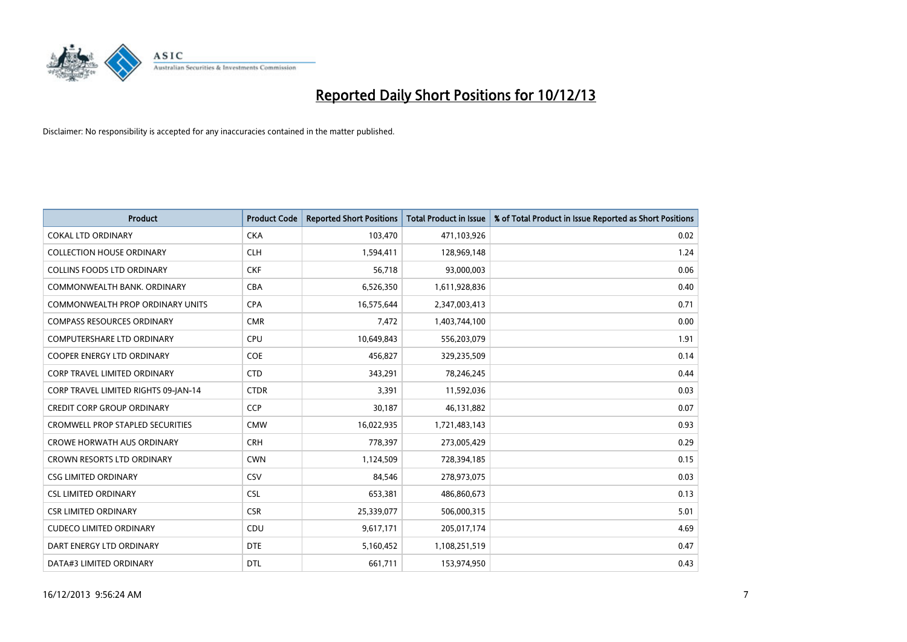# Reported Daily Short Positions for 10/12/13

Disclaimer: No responsibility is accepted for any inaccuracies contained in the matter published.

| Product | Product Code | Reported Short Positions | Total Product in Issue | % of Total Product in Issue Reported as Short Positions |
|---|---|---|---|---|
| COKAL LTD ORDINARY | CKA | 103,470 | 471,103,926 | 0.02 |
| COLLECTION HOUSE ORDINARY | CLH | 1,594,411 | 128,969,148 | 1.24 |
| COLLINS FOODS LTD ORDINARY | CKF | 56,718 | 93,000,003 | 0.06 |
| COMMONWEALTH BANK. ORDINARY | CBA | 6,526,350 | 1,611,928,836 | 0.40 |
| COMMONWEALTH PROP ORDINARY UNITS | CPA | 16,575,644 | 2,347,003,413 | 0.71 |
| COMPASS RESOURCES ORDINARY | CMR | 7,472 | 1,403,744,100 | 0.00 |
| COMPUTERSHARE LTD ORDINARY | CPU | 10,649,843 | 556,203,079 | 1.91 |
| COOPER ENERGY LTD ORDINARY | COE | 456,827 | 329,235,509 | 0.14 |
| CORP TRAVEL LIMITED ORDINARY | CTD | 343,291 | 78,246,245 | 0.44 |
| CORP TRAVEL LIMITED RIGHTS 09-JAN-14 | CTDR | 3,391 | 11,592,036 | 0.03 |
| CREDIT CORP GROUP ORDINARY | CCP | 30,187 | 46,131,882 | 0.07 |
| CROMWELL PROP STAPLED SECURITIES | CMW | 16,022,935 | 1,721,483,143 | 0.93 |
| CROWE HORWATH AUS ORDINARY | CRH | 778,397 | 273,005,429 | 0.29 |
| CROWN RESORTS LTD ORDINARY | CWN | 1,124,509 | 728,394,185 | 0.15 |
| CSG LIMITED ORDINARY | CSV | 84,546 | 278,973,075 | 0.03 |
| CSL LIMITED ORDINARY | CSL | 653,381 | 486,860,673 | 0.13 |
| CSR LIMITED ORDINARY | CSR | 25,339,077 | 506,000,315 | 5.01 |
| CUDECO LIMITED ORDINARY | CDU | 9,617,171 | 205,017,174 | 4.69 |
| DART ENERGY LTD ORDINARY | DTE | 5,160,452 | 1,108,251,519 | 0.47 |
| DATA#3 LIMITED ORDINARY | DTL | 661,711 | 153,974,950 | 0.43 |

16/12/2013 9:56:24 AM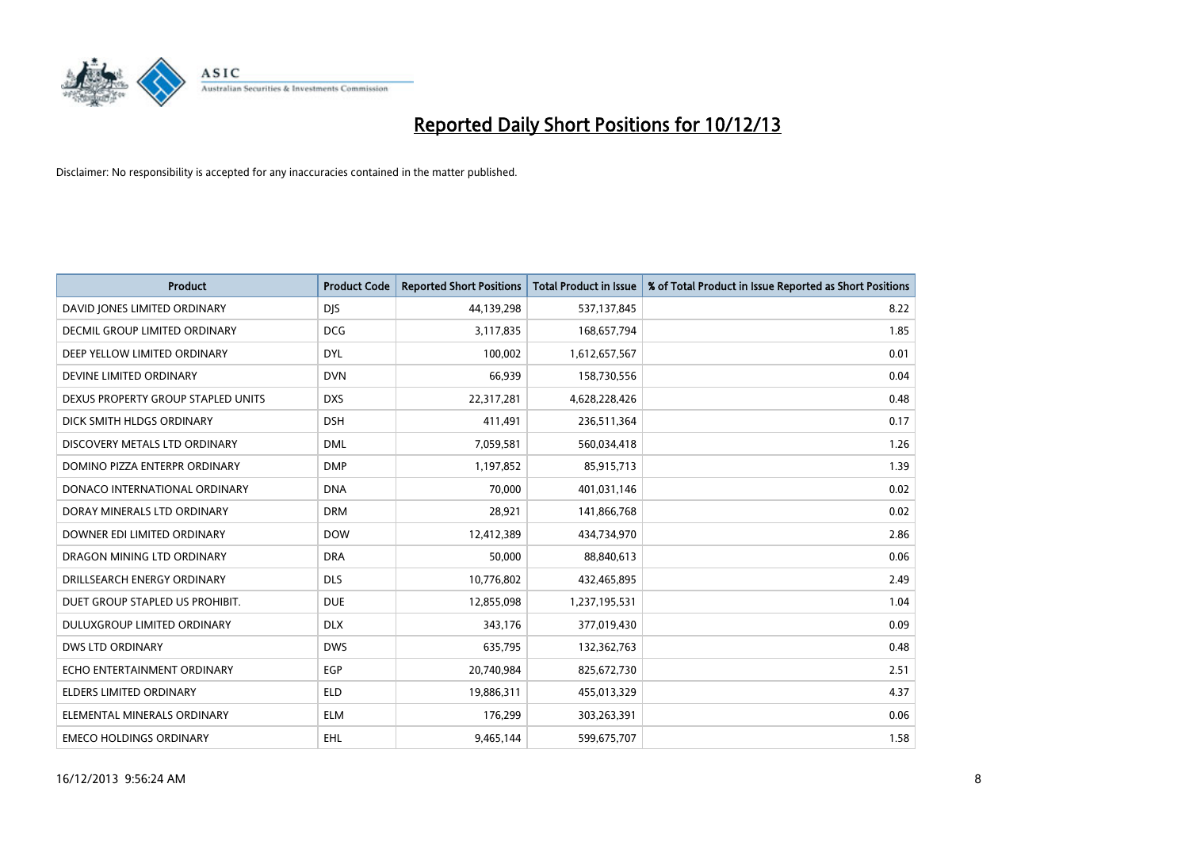# Reported Daily Short Positions for 10/12/13

Disclaimer: No responsibility is accepted for any inaccuracies contained in the matter published.

| Product | Product Code | Reported Short Positions | Total Product in Issue | % of Total Product in Issue Reported as Short Positions |
|---|---|---|---|---|
| DAVID JONES LIMITED ORDINARY | DJS | 44,139,298 | 537,137,845 | 8.22 |
| DECMIL GROUP LIMITED ORDINARY | DCG | 3,117,835 | 168,657,794 | 1.85 |
| DEEP YELLOW LIMITED ORDINARY | DYL | 100,002 | 1,612,657,567 | 0.01 |
| DEVINE LIMITED ORDINARY | DVN | 66,939 | 158,730,556 | 0.04 |
| DEXUS PROPERTY GROUP STAPLED UNITS | DXS | 22,317,281 | 4,628,228,426 | 0.48 |
| DICK SMITH HLDGS ORDINARY | DSH | 411,491 | 236,511,364 | 0.17 |
| DISCOVERY METALS LTD ORDINARY | DML | 7,059,581 | 560,034,418 | 1.26 |
| DOMINO PIZZA ENTERPR ORDINARY | DMP | 1,197,852 | 85,915,713 | 1.39 |
| DONACO INTERNATIONAL ORDINARY | DNA | 70,000 | 401,031,146 | 0.02 |
| DORAY MINERALS LTD ORDINARY | DRM | 28,921 | 141,866,768 | 0.02 |
| DOWNER EDI LIMITED ORDINARY | DOW | 12,412,389 | 434,734,970 | 2.86 |
| DRAGON MINING LTD ORDINARY | DRA | 50,000 | 88,840,613 | 0.06 |
| DRILLSEARCH ENERGY ORDINARY | DLS | 10,776,802 | 432,465,895 | 2.49 |
| DUET GROUP STAPLED US PROHIBIT. | DUE | 12,855,098 | 1,237,195,531 | 1.04 |
| DULUXGROUP LIMITED ORDINARY | DLX | 343,176 | 377,019,430 | 0.09 |
| DWS LTD ORDINARY | DWS | 635,795 | 132,362,763 | 0.48 |
| ECHO ENTERTAINMENT ORDINARY | EGP | 20,740,984 | 825,672,730 | 2.51 |
| ELDERS LIMITED ORDINARY | ELD | 19,886,311 | 455,013,329 | 4.37 |
| ELEMENTAL MINERALS ORDINARY | ELM | 176,299 | 303,263,391 | 0.06 |
| EMECO HOLDINGS ORDINARY | EHL | 9,465,144 | 599,675,707 | 1.58 |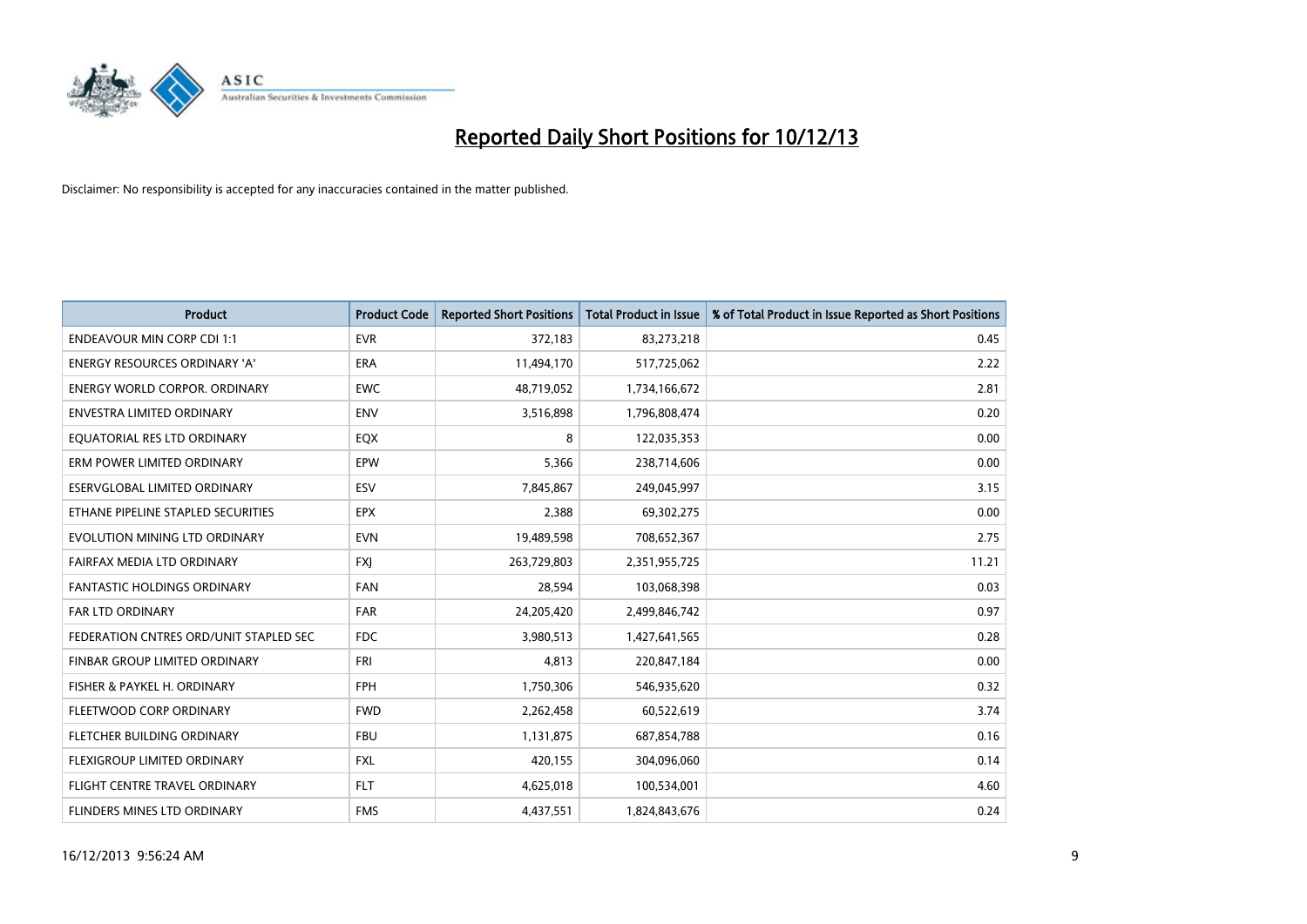# Reported Daily Short Positions for 10/12/13

Disclaimer: No responsibility is accepted for any inaccuracies contained in the matter published.

| Product | Product Code | Reported Short Positions | Total Product in Issue | % of Total Product in Issue Reported as Short Positions |
|---|---|---|---|---|
| ENDEAVOUR MIN CORP CDI 1:1 | EVR | 372,183 | 83,273,218 | 0.45 |
| ENERGY RESOURCES ORDINARY 'A' | ERA | 11,494,170 | 517,725,062 | 2.22 |
| ENERGY WORLD CORPOR. ORDINARY | EWC | 48,719,052 | 1,734,166,672 | 2.81 |
| ENVESTRA LIMITED ORDINARY | ENV | 3,516,898 | 1,796,808,474 | 0.20 |
| EQUATORIAL RES LTD ORDINARY | EQX | 8 | 122,035,353 | 0.00 |
| ERM POWER LIMITED ORDINARY | EPW | 5,366 | 238,714,606 | 0.00 |
| ESERVGLOBAL LIMITED ORDINARY | ESV | 7,845,867 | 249,045,997 | 3.15 |
| ETHANE PIPELINE STAPLED SECURITIES | EPX | 2,388 | 69,302,275 | 0.00 |
| EVOLUTION MINING LTD ORDINARY | EVN | 19,489,598 | 708,652,367 | 2.75 |
| FAIRFAX MEDIA LTD ORDINARY | FXJ | 263,729,803 | 2,351,955,725 | 11.21 |
| FANTASTIC HOLDINGS ORDINARY | FAN | 28,594 | 103,068,398 | 0.03 |
| FAR LTD ORDINARY | FAR | 24,205,420 | 2,499,846,742 | 0.97 |
| FEDERATION CNTRES ORD/UNIT STAPLED SEC | FDC | 3,980,513 | 1,427,641,565 | 0.28 |
| FINBAR GROUP LIMITED ORDINARY | FRI | 4,813 | 220,847,184 | 0.00 |
| FISHER & PAYKEL H. ORDINARY | FPH | 1,750,306 | 546,935,620 | 0.32 |
| FLEETWOOD CORP ORDINARY | FWD | 2,262,458 | 60,522,619 | 3.74 |
| FLETCHER BUILDING ORDINARY | FBU | 1,131,875 | 687,854,788 | 0.16 |
| FLEXIGROUP LIMITED ORDINARY | FXL | 420,155 | 304,096,060 | 0.14 |
| FLIGHT CENTRE TRAVEL ORDINARY | FLT | 4,625,018 | 100,534,001 | 4.60 |
| FLINDERS MINES LTD ORDINARY | FMS | 4,437,551 | 1,824,843,676 | 0.24 |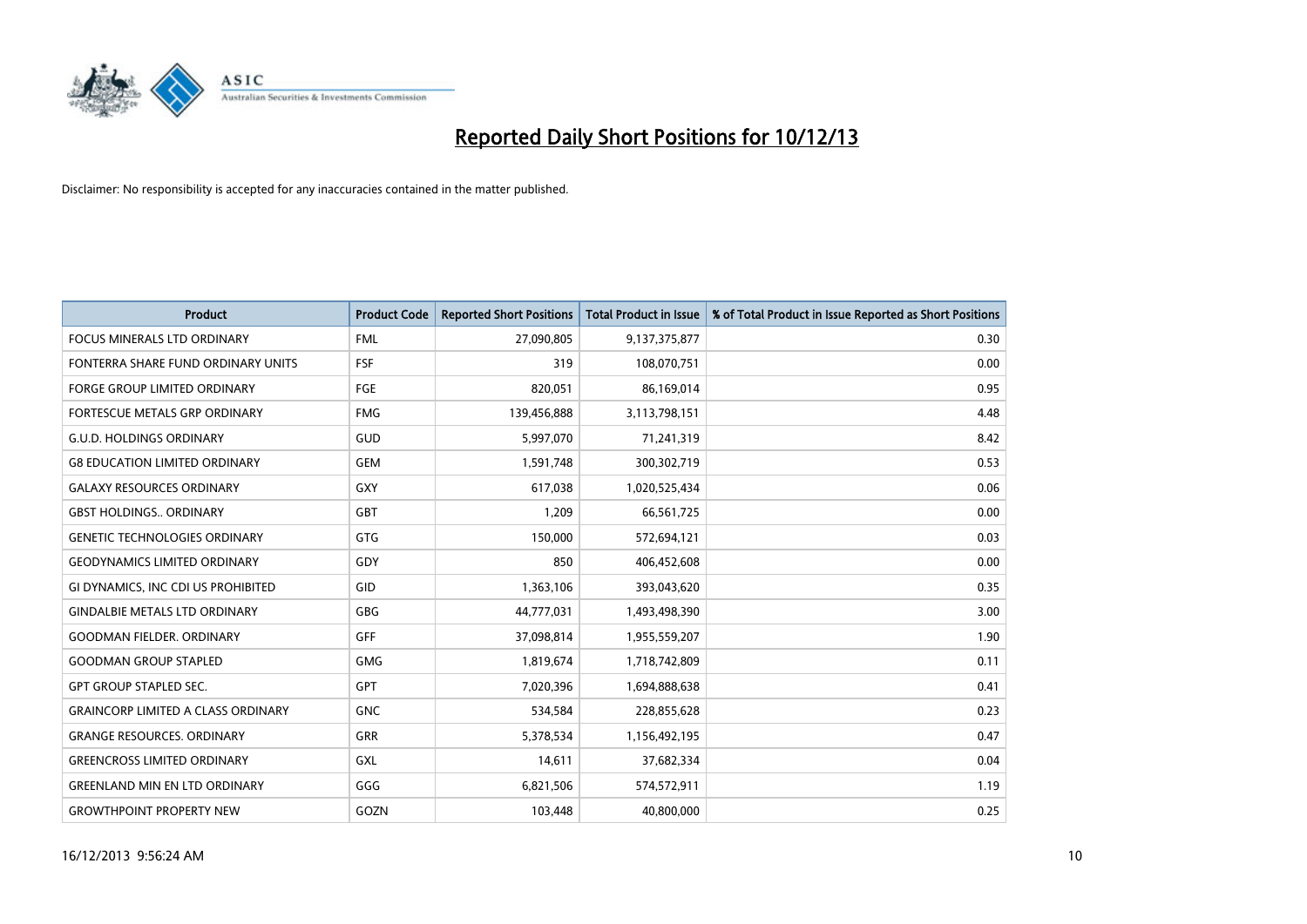# Reported Daily Short Positions for 10/12/13

Disclaimer: No responsibility is accepted for any inaccuracies contained in the matter published.

| Product | Product Code | Reported Short Positions | Total Product in Issue | % of Total Product in Issue Reported as Short Positions |
|---|---|---|---|---|
| FOCUS MINERALS LTD ORDINARY | FML | 27,090,805 | 9,137,375,877 | 0.30 |
| FONTERRA SHARE FUND ORDINARY UNITS | FSF | 319 | 108,070,751 | 0.00 |
| FORGE GROUP LIMITED ORDINARY | FGE | 820,051 | 86,169,014 | 0.95 |
| FORTESCUE METALS GRP ORDINARY | FMG | 139,456,888 | 3,113,798,151 | 4.48 |
| G.U.D. HOLDINGS ORDINARY | GUD | 5,997,070 | 71,241,319 | 8.42 |
| G8 EDUCATION LIMITED ORDINARY | GEM | 1,591,748 | 300,302,719 | 0.53 |
| GALAXY RESOURCES ORDINARY | GXY | 617,038 | 1,020,525,434 | 0.06 |
| GBST HOLDINGS.. ORDINARY | GBT | 1,209 | 66,561,725 | 0.00 |
| GENETIC TECHNOLOGIES ORDINARY | GTG | 150,000 | 572,694,121 | 0.03 |
| GEODYNAMICS LIMITED ORDINARY | GDY | 850 | 406,452,608 | 0.00 |
| GI DYNAMICS, INC CDI US PROHIBITED | GID | 1,363,106 | 393,043,620 | 0.35 |
| GINDALBIE METALS LTD ORDINARY | GBG | 44,777,031 | 1,493,498,390 | 3.00 |
| GOODMAN FIELDER. ORDINARY | GFF | 37,098,814 | 1,955,559,207 | 1.90 |
| GOODMAN GROUP STAPLED | GMG | 1,819,674 | 1,718,742,809 | 0.11 |
| GPT GROUP STAPLED SEC. | GPT | 7,020,396 | 1,694,888,638 | 0.41 |
| GRAINCORP LIMITED A CLASS ORDINARY | GNC | 534,584 | 228,855,628 | 0.23 |
| GRANGE RESOURCES. ORDINARY | GRR | 5,378,534 | 1,156,492,195 | 0.47 |
| GREENCROSS LIMITED ORDINARY | GXL | 14,611 | 37,682,334 | 0.04 |
| GREENLAND MIN EN LTD ORDINARY | GGG | 6,821,506 | 574,572,911 | 1.19 |
| GROWTHPOINT PROPERTY NEW | GOZN | 103,448 | 40,800,000 | 0.25 |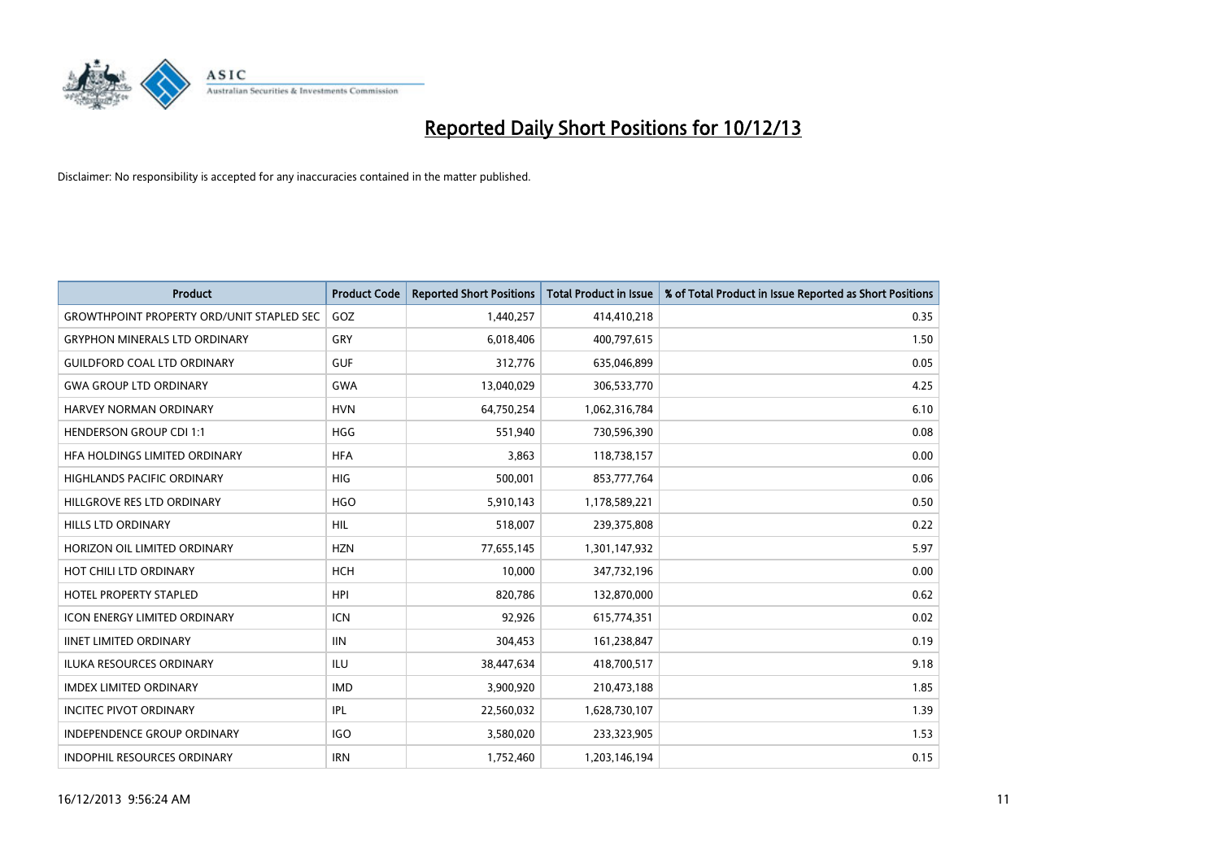# Reported Daily Short Positions for 10/12/13

Disclaimer: No responsibility is accepted for any inaccuracies contained in the matter published.

| Product | Product Code | Reported Short Positions | Total Product in Issue | % of Total Product in Issue Reported as Short Positions |
|---|---|---|---|---|
| GROWTHPOINT PROPERTY ORD/UNIT STAPLED SEC | GOZ | 1,440,257 | 414,410,218 | 0.35 |
| GRYPHON MINERALS LTD ORDINARY | GRY | 6,018,406 | 400,797,615 | 1.50 |
| GUILDFORD COAL LTD ORDINARY | GUF | 312,776 | 635,046,899 | 0.05 |
| GWA GROUP LTD ORDINARY | GWA | 13,040,029 | 306,533,770 | 4.25 |
| HARVEY NORMAN ORDINARY | HVN | 64,750,254 | 1,062,316,784 | 6.10 |
| HENDERSON GROUP CDI 1:1 | HGG | 551,940 | 730,596,390 | 0.08 |
| HFA HOLDINGS LIMITED ORDINARY | HFA | 3,863 | 118,738,157 | 0.00 |
| HIGHLANDS PACIFIC ORDINARY | HIG | 500,001 | 853,777,764 | 0.06 |
| HILLGROVE RES LTD ORDINARY | HGO | 5,910,143 | 1,178,589,221 | 0.50 |
| HILLS LTD ORDINARY | HIL | 518,007 | 239,375,808 | 0.22 |
| HORIZON OIL LIMITED ORDINARY | HZN | 77,655,145 | 1,301,147,932 | 5.97 |
| HOT CHILI LTD ORDINARY | HCH | 10,000 | 347,732,196 | 0.00 |
| HOTEL PROPERTY STAPLED | HPI | 820,786 | 132,870,000 | 0.62 |
| ICON ENERGY LIMITED ORDINARY | ICN | 92,926 | 615,774,351 | 0.02 |
| IINET LIMITED ORDINARY | IIN | 304,453 | 161,238,847 | 0.19 |
| ILUKA RESOURCES ORDINARY | ILU | 38,447,634 | 418,700,517 | 9.18 |
| IMDEX LIMITED ORDINARY | IMD | 3,900,920 | 210,473,188 | 1.85 |
| INCITEC PIVOT ORDINARY | IPL | 22,560,032 | 1,628,730,107 | 1.39 |
| INDEPENDENCE GROUP ORDINARY | IGO | 3,580,020 | 233,323,905 | 1.53 |
| INDOPHIL RESOURCES ORDINARY | IRN | 1,752,460 | 1,203,146,194 | 0.15 |

16/12/2013 9:56:24 AM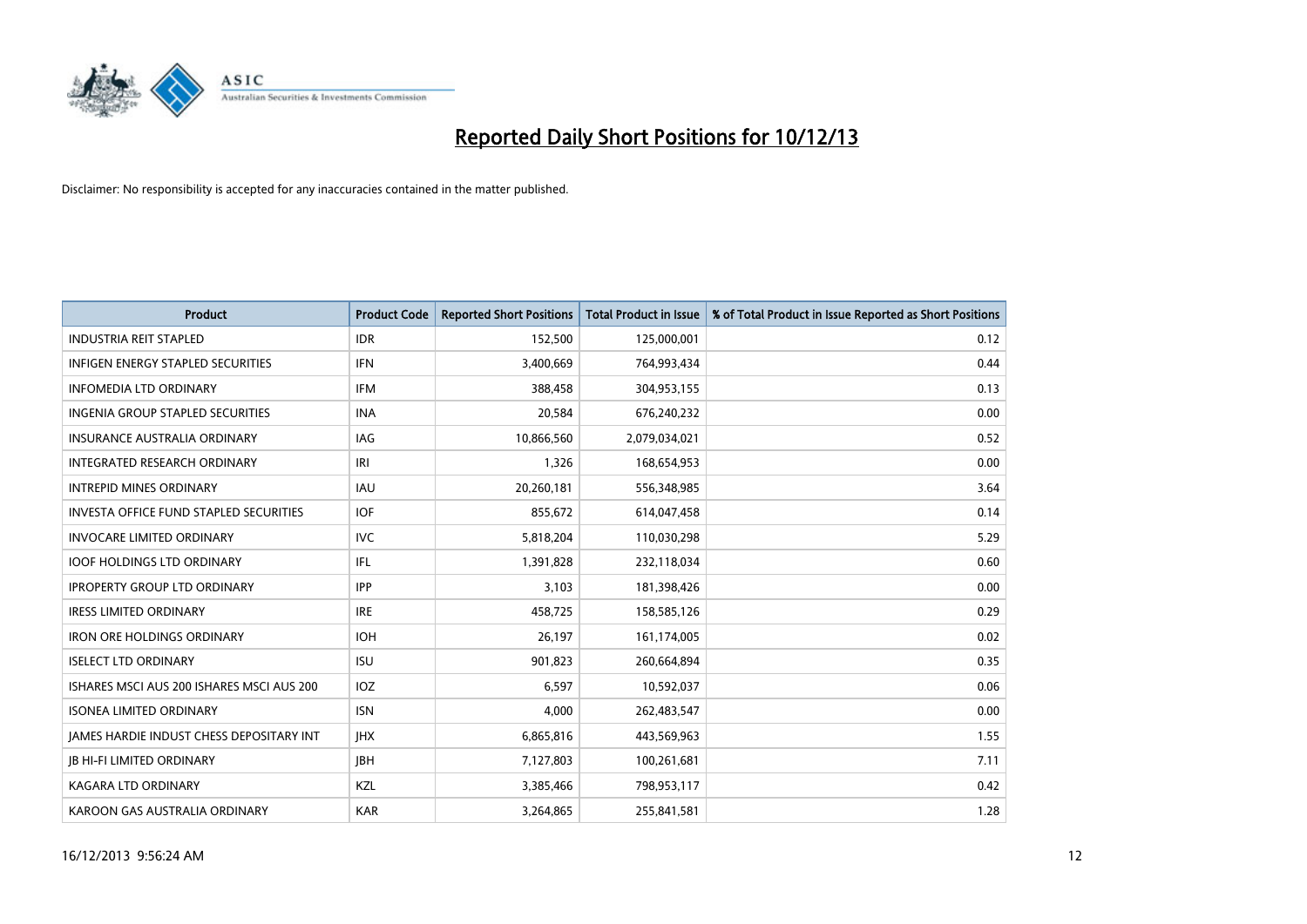# Reported Daily Short Positions for 10/12/13

Disclaimer: No responsibility is accepted for any inaccuracies contained in the matter published.

| Product | Product Code | Reported Short Positions | Total Product in Issue | % of Total Product in Issue Reported as Short Positions |
|---|---|---|---|---|
| INDUSTRIA REIT STAPLED | IDR | 152,500 | 125,000,001 | 0.12 |
| INFIGEN ENERGY STAPLED SECURITIES | IFN | 3,400,669 | 764,993,434 | 0.44 |
| INFOMEDIA LTD ORDINARY | IFM | 388,458 | 304,953,155 | 0.13 |
| INGENIA GROUP STAPLED SECURITIES | INA | 20,584 | 676,240,232 | 0.00 |
| INSURANCE AUSTRALIA ORDINARY | IAG | 10,866,560 | 2,079,034,021 | 0.52 |
| INTEGRATED RESEARCH ORDINARY | IRI | 1,326 | 168,654,953 | 0.00 |
| INTREPID MINES ORDINARY | IAU | 20,260,181 | 556,348,985 | 3.64 |
| INVESTA OFFICE FUND STAPLED SECURITIES | IOF | 855,672 | 614,047,458 | 0.14 |
| INVOCARE LIMITED ORDINARY | IVC | 5,818,204 | 110,030,298 | 5.29 |
| IOOF HOLDINGS LTD ORDINARY | IFL | 1,391,828 | 232,118,034 | 0.60 |
| IPROPERTY GROUP LTD ORDINARY | IPP | 3,103 | 181,398,426 | 0.00 |
| IRESS LIMITED ORDINARY | IRE | 458,725 | 158,585,126 | 0.29 |
| IRON ORE HOLDINGS ORDINARY | IOH | 26,197 | 161,174,005 | 0.02 |
| ISELECT LTD ORDINARY | ISU | 901,823 | 260,664,894 | 0.35 |
| ISHARES MSCI AUS 200 ISHARES MSCI AUS 200 | IOZ | 6,597 | 10,592,037 | 0.06 |
| ISONEA LIMITED ORDINARY | ISN | 4,000 | 262,483,547 | 0.00 |
| JAMES HARDIE INDUST CHESS DEPOSITARY INT | JHX | 6,865,816 | 443,569,963 | 1.55 |
| JB HI-FI LIMITED ORDINARY | JBH | 7,127,803 | 100,261,681 | 7.11 |
| KAGARA LTD ORDINARY | KZL | 3,385,466 | 798,953,117 | 0.42 |
| KAROON GAS AUSTRALIA ORDINARY | KAR | 3,264,865 | 255,841,581 | 1.28 |

16/12/2013 9:56:24 AM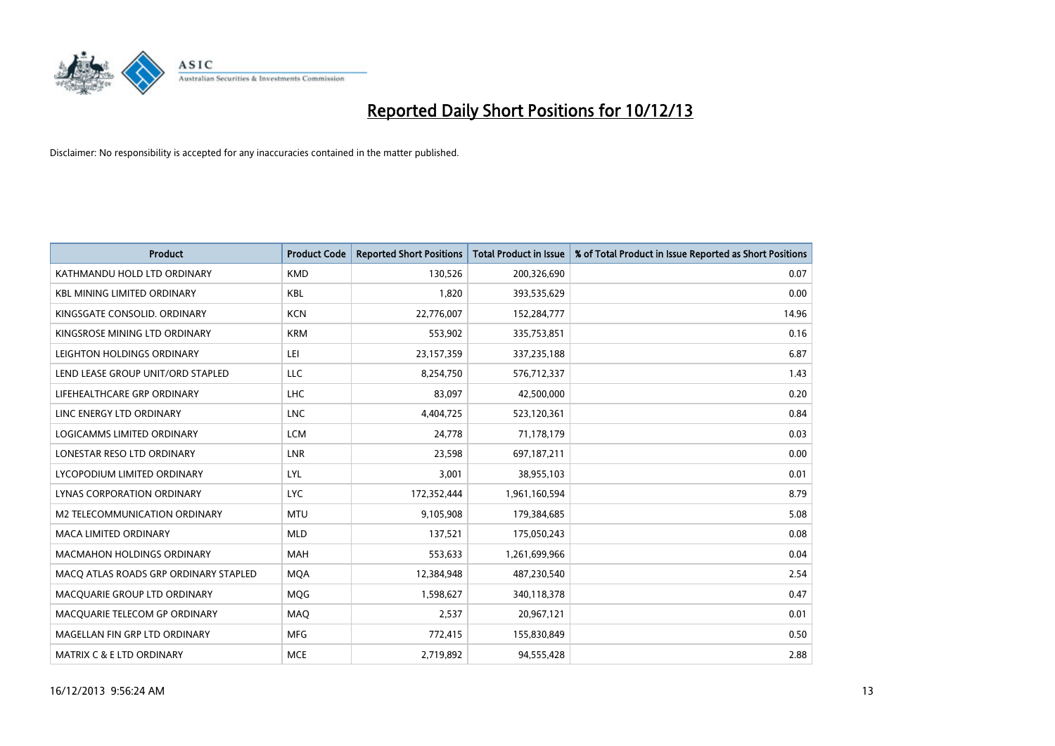# Reported Daily Short Positions for 10/12/13

Disclaimer: No responsibility is accepted for any inaccuracies contained in the matter published.

| Product | Product Code | Reported Short Positions | Total Product in Issue | % of Total Product in Issue Reported as Short Positions |
|---|---|---|---|---|
| KATHMANDU HOLD LTD ORDINARY | KMD | 130,526 | 200,326,690 | 0.07 |
| KBL MINING LIMITED ORDINARY | KBL | 1,820 | 393,535,629 | 0.00 |
| KINGSGATE CONSOLID. ORDINARY | KCN | 22,776,007 | 152,284,777 | 14.96 |
| KINGSROSE MINING LTD ORDINARY | KRM | 553,902 | 335,753,851 | 0.16 |
| LEIGHTON HOLDINGS ORDINARY | LEI | 23,157,359 | 337,235,188 | 6.87 |
| LEND LEASE GROUP UNIT/ORD STAPLED | LLC | 8,254,750 | 576,712,337 | 1.43 |
| LIFEHEALTHCARE GRP ORDINARY | LHC | 83,097 | 42,500,000 | 0.20 |
| LINC ENERGY LTD ORDINARY | LNC | 4,404,725 | 523,120,361 | 0.84 |
| LOGICAMMS LIMITED ORDINARY | LCM | 24,778 | 71,178,179 | 0.03 |
| LONESTAR RESO LTD ORDINARY | LNR | 23,598 | 697,187,211 | 0.00 |
| LYCOPODIUM LIMITED ORDINARY | LYL | 3,001 | 38,955,103 | 0.01 |
| LYNAS CORPORATION ORDINARY | LYC | 172,352,444 | 1,961,160,594 | 8.79 |
| M2 TELECOMMUNICATION ORDINARY | MTU | 9,105,908 | 179,384,685 | 5.08 |
| MACA LIMITED ORDINARY | MLD | 137,521 | 175,050,243 | 0.08 |
| MACMAHON HOLDINGS ORDINARY | MAH | 553,633 | 1,261,699,966 | 0.04 |
| MACQ ATLAS ROADS GRP ORDINARY STAPLED | MQA | 12,384,948 | 487,230,540 | 2.54 |
| MACQUARIE GROUP LTD ORDINARY | MQG | 1,598,627 | 340,118,378 | 0.47 |
| MACQUARIE TELECOM GP ORDINARY | MAQ | 2,537 | 20,967,121 | 0.01 |
| MAGELLAN FIN GRP LTD ORDINARY | MFG | 772,415 | 155,830,849 | 0.50 |
| MATRIX C & E LTD ORDINARY | MCE | 2,719,892 | 94,555,428 | 2.88 |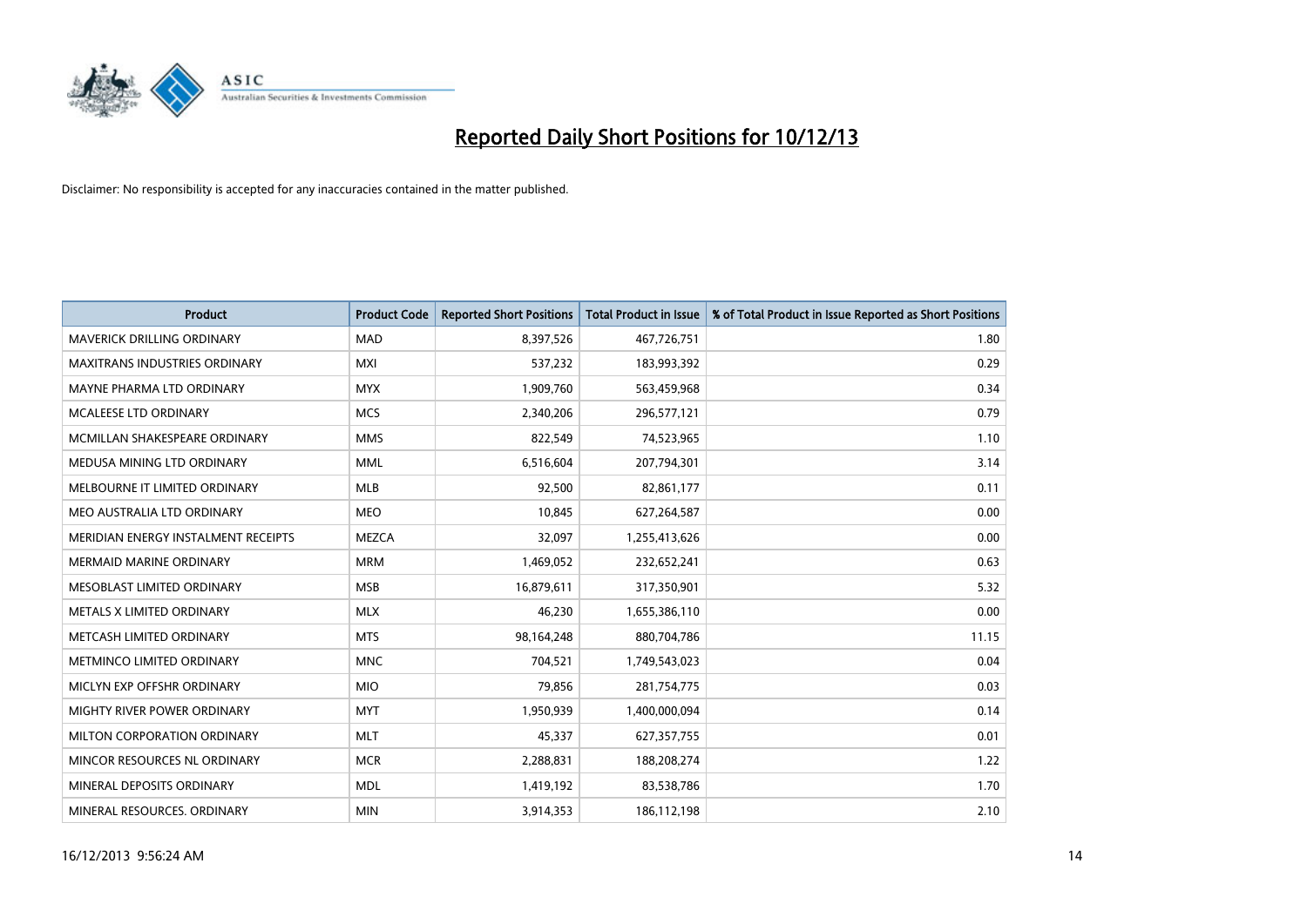# Reported Daily Short Positions for 10/12/13

Disclaimer: No responsibility is accepted for any inaccuracies contained in the matter published.

| Product | Product Code | Reported Short Positions | Total Product in Issue | % of Total Product in Issue Reported as Short Positions |
|---|---|---|---|---|
| MAVERICK DRILLING ORDINARY | MAD | 8,397,526 | 467,726,751 | 1.80 |
| MAXITRANS INDUSTRIES ORDINARY | MXI | 537,232 | 183,993,392 | 0.29 |
| MAYNE PHARMA LTD ORDINARY | MYX | 1,909,760 | 563,459,968 | 0.34 |
| MCALEESE LTD ORDINARY | MCS | 2,340,206 | 296,577,121 | 0.79 |
| MCMILLAN SHAKESPEARE ORDINARY | MMS | 822,549 | 74,523,965 | 1.10 |
| MEDUSA MINING LTD ORDINARY | MML | 6,516,604 | 207,794,301 | 3.14 |
| MELBOURNE IT LIMITED ORDINARY | MLB | 92,500 | 82,861,177 | 0.11 |
| MEO AUSTRALIA LTD ORDINARY | MEO | 10,845 | 627,264,587 | 0.00 |
| MERIDIAN ENERGY INSTALMENT RECEIPTS | MEZCA | 32,097 | 1,255,413,626 | 0.00 |
| MERMAID MARINE ORDINARY | MRM | 1,469,052 | 232,652,241 | 0.63 |
| MESOBLAST LIMITED ORDINARY | MSB | 16,879,611 | 317,350,901 | 5.32 |
| METALS X LIMITED ORDINARY | MLX | 46,230 | 1,655,386,110 | 0.00 |
| METCASH LIMITED ORDINARY | MTS | 98,164,248 | 880,704,786 | 11.15 |
| METMINCO LIMITED ORDINARY | MNC | 704,521 | 1,749,543,023 | 0.04 |
| MICLYN EXP OFFSHR ORDINARY | MIO | 79,856 | 281,754,775 | 0.03 |
| MIGHTY RIVER POWER ORDINARY | MYT | 1,950,939 | 1,400,000,094 | 0.14 |
| MILTON CORPORATION ORDINARY | MLT | 45,337 | 627,357,755 | 0.01 |
| MINCOR RESOURCES NL ORDINARY | MCR | 2,288,831 | 188,208,274 | 1.22 |
| MINERAL DEPOSITS ORDINARY | MDL | 1,419,192 | 83,538,786 | 1.70 |
| MINERAL RESOURCES. ORDINARY | MIN | 3,914,353 | 186,112,198 | 2.10 |

16/12/2013 9:56:24 AM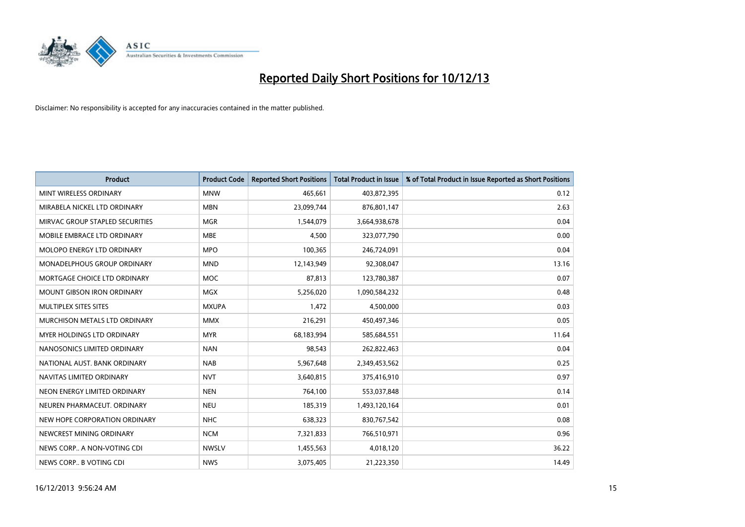# Reported Daily Short Positions for 10/12/13

Disclaimer: No responsibility is accepted for any inaccuracies contained in the matter published.

| Product | Product Code | Reported Short Positions | Total Product in Issue | % of Total Product in Issue Reported as Short Positions |
|---|---|---|---|---|
| MINT WIRELESS ORDINARY | MNW | 465,661 | 403,872,395 | 0.12 |
| MIRABELA NICKEL LTD ORDINARY | MBN | 23,099,744 | 876,801,147 | 2.63 |
| MIRVAC GROUP STAPLED SECURITIES | MGR | 1,544,079 | 3,664,938,678 | 0.04 |
| MOBILE EMBRACE LTD ORDINARY | MBE | 4,500 | 323,077,790 | 0.00 |
| MOLOPO ENERGY LTD ORDINARY | MPO | 100,365 | 246,724,091 | 0.04 |
| MONADELPHOUS GROUP ORDINARY | MND | 12,143,949 | 92,308,047 | 13.16 |
| MORTGAGE CHOICE LTD ORDINARY | MOC | 87,813 | 123,780,387 | 0.07 |
| MOUNT GIBSON IRON ORDINARY | MGX | 5,256,020 | 1,090,584,232 | 0.48 |
| MULTIPLEX SITES SITES | MXUPA | 1,472 | 4,500,000 | 0.03 |
| MURCHISON METALS LTD ORDINARY | MMX | 216,291 | 450,497,346 | 0.05 |
| MYER HOLDINGS LTD ORDINARY | MYR | 68,183,994 | 585,684,551 | 11.64 |
| NANOSONICS LIMITED ORDINARY | NAN | 98,543 | 262,822,463 | 0.04 |
| NATIONAL AUST. BANK ORDINARY | NAB | 5,967,648 | 2,349,453,562 | 0.25 |
| NAVITAS LIMITED ORDINARY | NVT | 3,640,815 | 375,416,910 | 0.97 |
| NEON ENERGY LIMITED ORDINARY | NEN | 764,100 | 553,037,848 | 0.14 |
| NEUREN PHARMACEUT. ORDINARY | NEU | 185,319 | 1,493,120,164 | 0.01 |
| NEW HOPE CORPORATION ORDINARY | NHC | 638,323 | 830,767,542 | 0.08 |
| NEWCREST MINING ORDINARY | NCM | 7,321,833 | 766,510,971 | 0.96 |
| NEWS CORP.. A NON-VOTING CDI | NWSLV | 1,455,563 | 4,018,120 | 36.22 |
| NEWS CORP.. B VOTING CDI | NWS | 3,075,405 | 21,223,350 | 14.49 |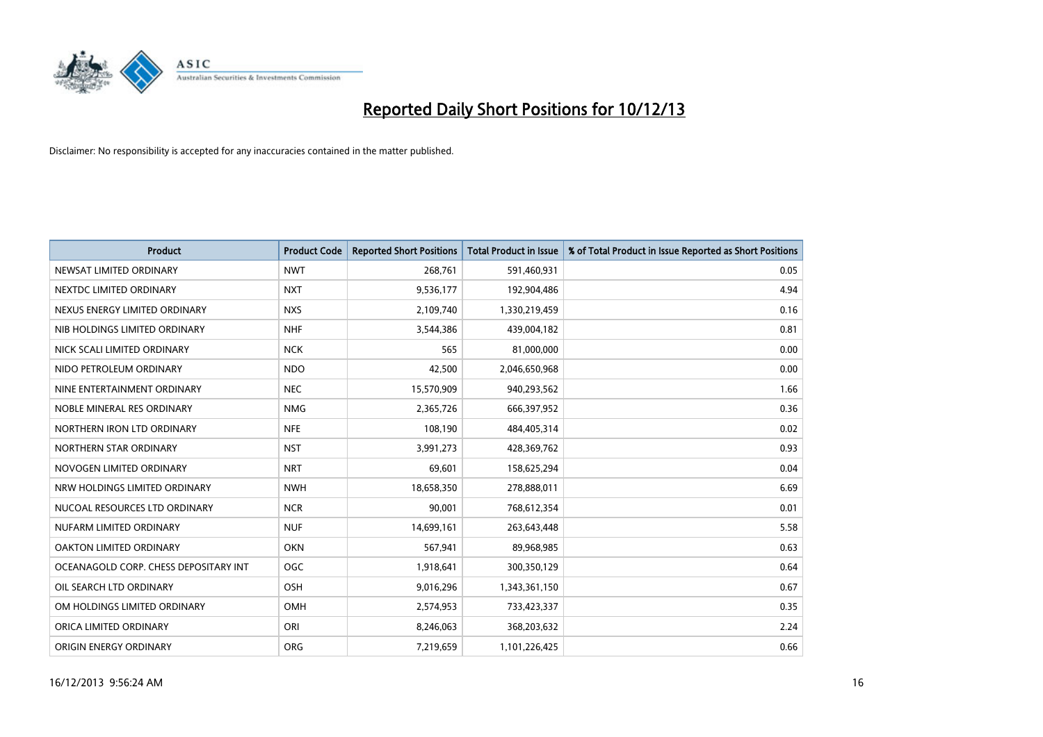# Reported Daily Short Positions for 10/12/13

Disclaimer: No responsibility is accepted for any inaccuracies contained in the matter published.

| Product | Product Code | Reported Short Positions | Total Product in Issue | % of Total Product in Issue Reported as Short Positions |
|---|---|---|---|---|
| NEWSAT LIMITED ORDINARY | NWT | 268,761 | 591,460,931 | 0.05 |
| NEXTDC LIMITED ORDINARY | NXT | 9,536,177 | 192,904,486 | 4.94 |
| NEXUS ENERGY LIMITED ORDINARY | NXS | 2,109,740 | 1,330,219,459 | 0.16 |
| NIB HOLDINGS LIMITED ORDINARY | NHF | 3,544,386 | 439,004,182 | 0.81 |
| NICK SCALI LIMITED ORDINARY | NCK | 565 | 81,000,000 | 0.00 |
| NIDO PETROLEUM ORDINARY | NDO | 42,500 | 2,046,650,968 | 0.00 |
| NINE ENTERTAINMENT ORDINARY | NEC | 15,570,909 | 940,293,562 | 1.66 |
| NOBLE MINERAL RES ORDINARY | NMG | 2,365,726 | 666,397,952 | 0.36 |
| NORTHERN IRON LTD ORDINARY | NFE | 108,190 | 484,405,314 | 0.02 |
| NORTHERN STAR ORDINARY | NST | 3,991,273 | 428,369,762 | 0.93 |
| NOVOGEN LIMITED ORDINARY | NRT | 69,601 | 158,625,294 | 0.04 |
| NRW HOLDINGS LIMITED ORDINARY | NWH | 18,658,350 | 278,888,011 | 6.69 |
| NUCOAL RESOURCES LTD ORDINARY | NCR | 90,001 | 768,612,354 | 0.01 |
| NUFARM LIMITED ORDINARY | NUF | 14,699,161 | 263,643,448 | 5.58 |
| OAKTON LIMITED ORDINARY | OKN | 567,941 | 89,968,985 | 0.63 |
| OCEANAGOLD CORP. CHESS DEPOSITARY INT | OGC | 1,918,641 | 300,350,129 | 0.64 |
| OIL SEARCH LTD ORDINARY | OSH | 9,016,296 | 1,343,361,150 | 0.67 |
| OM HOLDINGS LIMITED ORDINARY | OMH | 2,574,953 | 733,423,337 | 0.35 |
| ORICA LIMITED ORDINARY | ORI | 8,246,063 | 368,203,632 | 2.24 |
| ORIGIN ENERGY ORDINARY | ORG | 7,219,659 | 1,101,226,425 | 0.66 |

16/12/2013 9:56:24 AM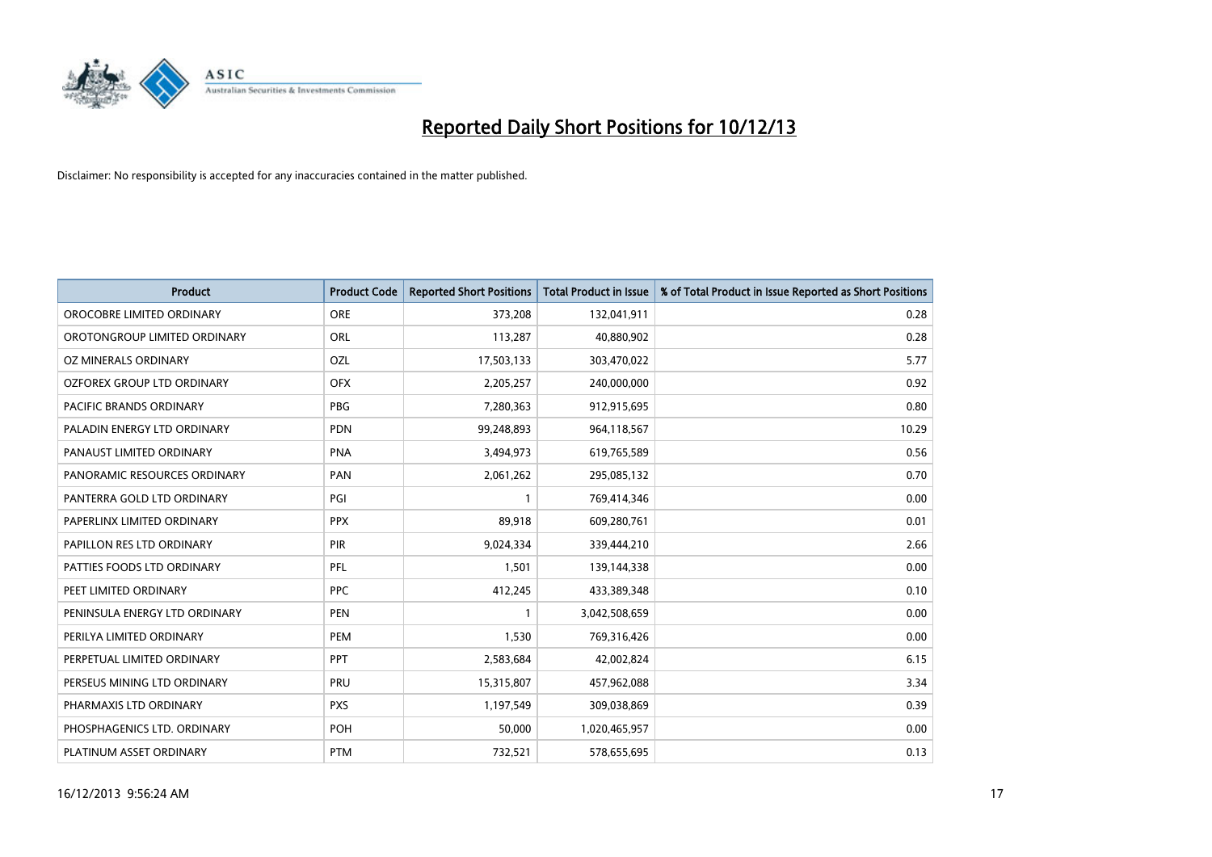# Reported Daily Short Positions for 10/12/13

Disclaimer: No responsibility is accepted for any inaccuracies contained in the matter published.

| Product | Product Code | Reported Short Positions | Total Product in Issue | % of Total Product in Issue Reported as Short Positions |
|---|---|---|---|---|
| OROCOBRE LIMITED ORDINARY | ORE | 373,208 | 132,041,911 | 0.28 |
| OROTONGROUP LIMITED ORDINARY | ORL | 113,287 | 40,880,902 | 0.28 |
| OZ MINERALS ORDINARY | OZL | 17,503,133 | 303,470,022 | 5.77 |
| OZFOREX GROUP LTD ORDINARY | OFX | 2,205,257 | 240,000,000 | 0.92 |
| PACIFIC BRANDS ORDINARY | PBG | 7,280,363 | 912,915,695 | 0.80 |
| PALADIN ENERGY LTD ORDINARY | PDN | 99,248,893 | 964,118,567 | 10.29 |
| PANAUST LIMITED ORDINARY | PNA | 3,494,973 | 619,765,589 | 0.56 |
| PANORAMIC RESOURCES ORDINARY | PAN | 2,061,262 | 295,085,132 | 0.70 |
| PANTERRA GOLD LTD ORDINARY | PGI | 1 | 769,414,346 | 0.00 |
| PAPERLINX LIMITED ORDINARY | PPX | 89,918 | 609,280,761 | 0.01 |
| PAPILLON RES LTD ORDINARY | PIR | 9,024,334 | 339,444,210 | 2.66 |
| PATTIES FOODS LTD ORDINARY | PFL | 1,501 | 139,144,338 | 0.00 |
| PEET LIMITED ORDINARY | PPC | 412,245 | 433,389,348 | 0.10 |
| PENINSULA ENERGY LTD ORDINARY | PEN | 1 | 3,042,508,659 | 0.00 |
| PERILYA LIMITED ORDINARY | PEM | 1,530 | 769,316,426 | 0.00 |
| PERPETUAL LIMITED ORDINARY | PPT | 2,583,684 | 42,002,824 | 6.15 |
| PERSEUS MINING LTD ORDINARY | PRU | 15,315,807 | 457,962,088 | 3.34 |
| PHARMAXIS LTD ORDINARY | PXS | 1,197,549 | 309,038,869 | 0.39 |
| PHOSPHAGENICS LTD. ORDINARY | POH | 50,000 | 1,020,465,957 | 0.00 |
| PLATINUM ASSET ORDINARY | PTM | 732,521 | 578,655,695 | 0.13 |

16/12/2013 9:56:24 AM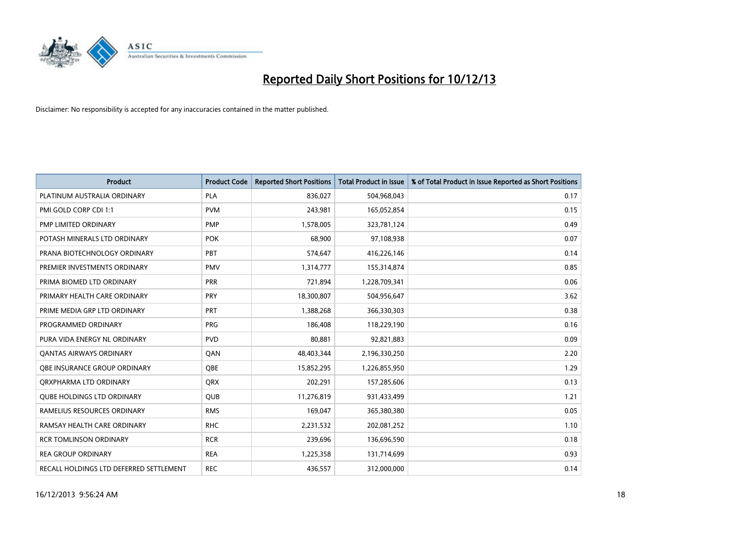# Reported Daily Short Positions for 10/12/13

Disclaimer: No responsibility is accepted for any inaccuracies contained in the matter published.

| Product | Product Code | Reported Short Positions | Total Product in Issue | % of Total Product in Issue Reported as Short Positions |
| --- | --- | --- | --- | --- |
| PLATINUM AUSTRALIA ORDINARY | PLA | 836,027 | 504,968,043 | 0.17 |
| PMI GOLD CORP CDI 1:1 | PVM | 243,981 | 165,052,854 | 0.15 |
| PMP LIMITED ORDINARY | PMP | 1,578,005 | 323,781,124 | 0.49 |
| POTASH MINERALS LTD ORDINARY | POK | 68,900 | 97,108,938 | 0.07 |
| PRANA BIOTECHNOLOGY ORDINARY | PBT | 574,647 | 416,226,146 | 0.14 |
| PREMIER INVESTMENTS ORDINARY | PMV | 1,314,777 | 155,314,874 | 0.85 |
| PRIMA BIOMED LTD ORDINARY | PRR | 721,894 | 1,228,709,341 | 0.06 |
| PRIMARY HEALTH CARE ORDINARY | PRY | 18,300,807 | 504,956,647 | 3.62 |
| PRIME MEDIA GRP LTD ORDINARY | PRT | 1,388,268 | 366,330,303 | 0.38 |
| PROGRAMMED ORDINARY | PRG | 186,408 | 118,229,190 | 0.16 |
| PURA VIDA ENERGY NL ORDINARY | PVD | 80,881 | 92,821,883 | 0.09 |
| QANTAS AIRWAYS ORDINARY | QAN | 48,403,344 | 2,196,330,250 | 2.20 |
| QBE INSURANCE GROUP ORDINARY | QBE | 15,852,295 | 1,226,855,950 | 1.29 |
| QRXPHARMA LTD ORDINARY | QRX | 202,291 | 157,285,606 | 0.13 |
| QUBE HOLDINGS LTD ORDINARY | QUB | 11,276,819 | 931,433,499 | 1.21 |
| RAMELIUS RESOURCES ORDINARY | RMS | 169,047 | 365,380,380 | 0.05 |
| RAMSAY HEALTH CARE ORDINARY | RHC | 2,231,532 | 202,081,252 | 1.10 |
| RCR TOMLINSON ORDINARY | RCR | 239,696 | 136,696,590 | 0.18 |
| REA GROUP ORDINARY | REA | 1,225,358 | 131,714,699 | 0.93 |
| RECALL HOLDINGS LTD DEFERRED SETTLEMENT | REC | 436,557 | 312,000,000 | 0.14 |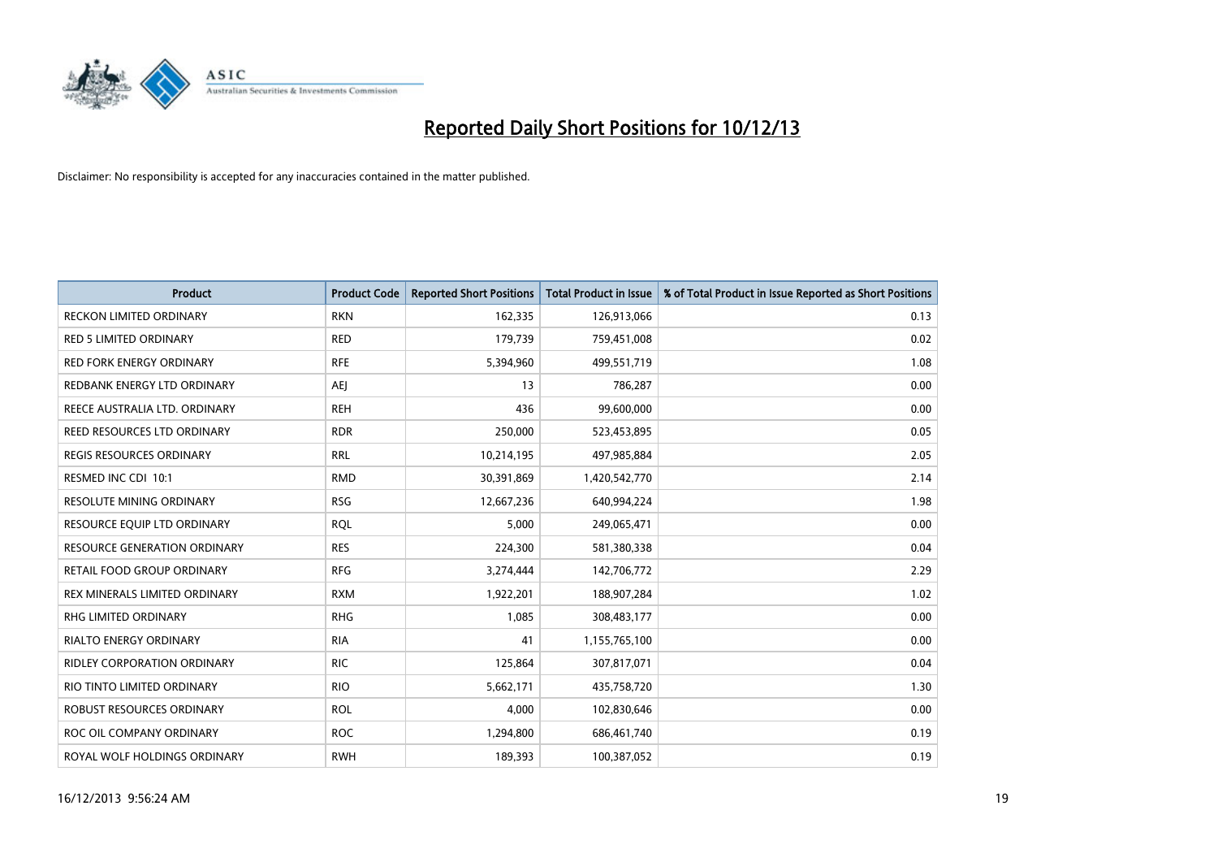# Reported Daily Short Positions for 10/12/13

Disclaimer: No responsibility is accepted for any inaccuracies contained in the matter published.

| Product | Product Code | Reported Short Positions | Total Product in Issue | % of Total Product in Issue Reported as Short Positions |
|---|---|---|---|---|
| RECKON LIMITED ORDINARY | RKN | 162,335 | 126,913,066 | 0.13 |
| RED 5 LIMITED ORDINARY | RED | 179,739 | 759,451,008 | 0.02 |
| RED FORK ENERGY ORDINARY | RFE | 5,394,960 | 499,551,719 | 1.08 |
| REDBANK ENERGY LTD ORDINARY | AEJ | 13 | 786,287 | 0.00 |
| REECE AUSTRALIA LTD. ORDINARY | REH | 436 | 99,600,000 | 0.00 |
| REED RESOURCES LTD ORDINARY | RDR | 250,000 | 523,453,895 | 0.05 |
| REGIS RESOURCES ORDINARY | RRL | 10,214,195 | 497,985,884 | 2.05 |
| RESMED INC CDI 10:1 | RMD | 30,391,869 | 1,420,542,770 | 2.14 |
| RESOLUTE MINING ORDINARY | RSG | 12,667,236 | 640,994,224 | 1.98 |
| RESOURCE EQUIP LTD ORDINARY | RQL | 5,000 | 249,065,471 | 0.00 |
| RESOURCE GENERATION ORDINARY | RES | 224,300 | 581,380,338 | 0.04 |
| RETAIL FOOD GROUP ORDINARY | RFG | 3,274,444 | 142,706,772 | 2.29 |
| REX MINERALS LIMITED ORDINARY | RXM | 1,922,201 | 188,907,284 | 1.02 |
| RHG LIMITED ORDINARY | RHG | 1,085 | 308,483,177 | 0.00 |
| RIALTO ENERGY ORDINARY | RIA | 41 | 1,155,765,100 | 0.00 |
| RIDLEY CORPORATION ORDINARY | RIC | 125,864 | 307,817,071 | 0.04 |
| RIO TINTO LIMITED ORDINARY | RIO | 5,662,171 | 435,758,720 | 1.30 |
| ROBUST RESOURCES ORDINARY | ROL | 4,000 | 102,830,646 | 0.00 |
| ROC OIL COMPANY ORDINARY | ROC | 1,294,800 | 686,461,740 | 0.19 |
| ROYAL WOLF HOLDINGS ORDINARY | RWH | 189,393 | 100,387,052 | 0.19 |

16/12/2013 9:56:24 AM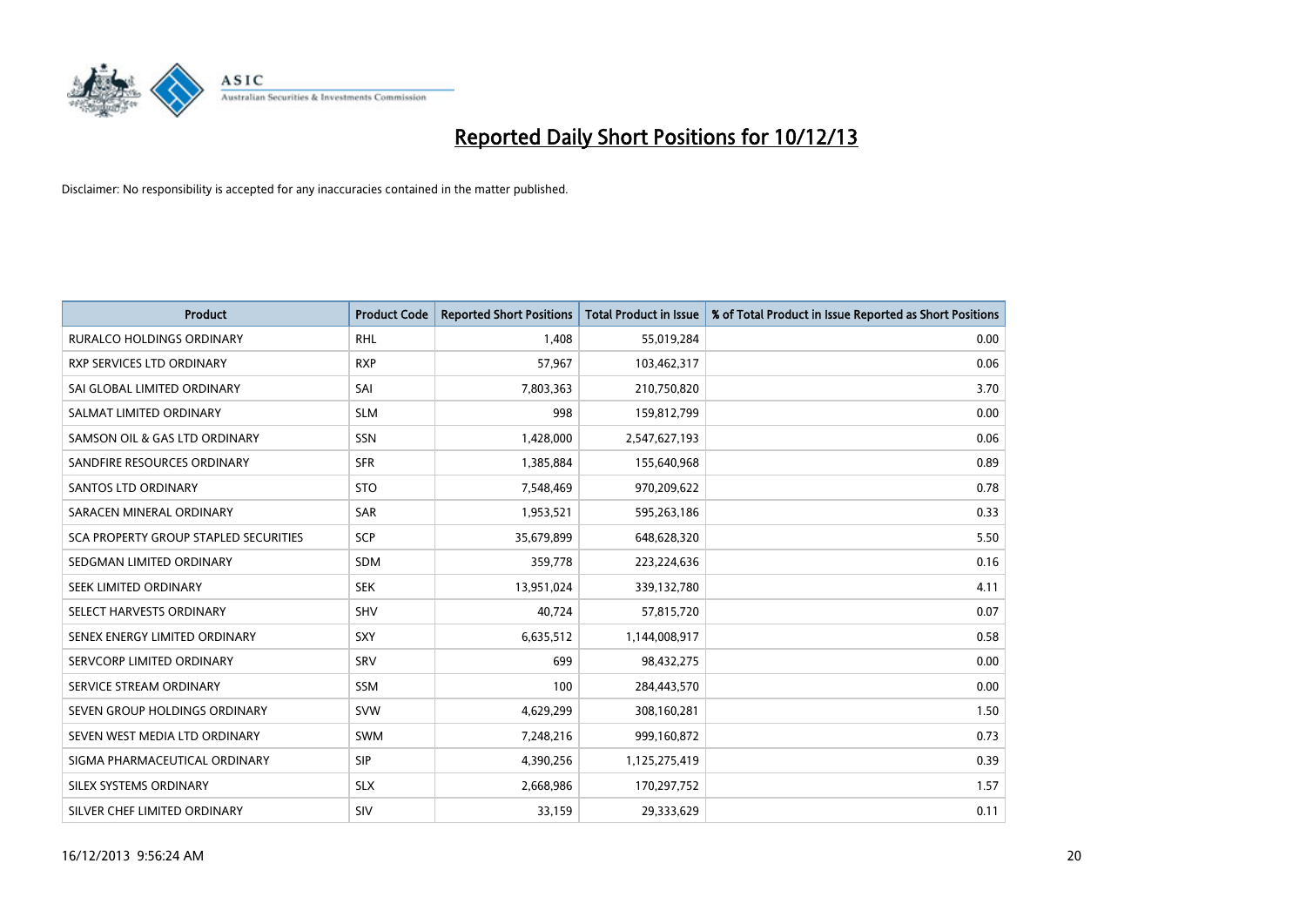# Reported Daily Short Positions for 10/12/13

Disclaimer: No responsibility is accepted for any inaccuracies contained in the matter published.

| Product | Product Code | Reported Short Positions | Total Product in Issue | % of Total Product in Issue Reported as Short Positions |
|---|---|---|---|---|
| RURALCO HOLDINGS ORDINARY | RHL | 1,408 | 55,019,284 | 0.00 |
| RXP SERVICES LTD ORDINARY | RXP | 57,967 | 103,462,317 | 0.06 |
| SAI GLOBAL LIMITED ORDINARY | SAI | 7,803,363 | 210,750,820 | 3.70 |
| SALMAT LIMITED ORDINARY | SLM | 998 | 159,812,799 | 0.00 |
| SAMSON OIL & GAS LTD ORDINARY | SSN | 1,428,000 | 2,547,627,193 | 0.06 |
| SANDFIRE RESOURCES ORDINARY | SFR | 1,385,884 | 155,640,968 | 0.89 |
| SANTOS LTD ORDINARY | STO | 7,548,469 | 970,209,622 | 0.78 |
| SARACEN MINERAL ORDINARY | SAR | 1,953,521 | 595,263,186 | 0.33 |
| SCA PROPERTY GROUP STAPLED SECURITIES | SCP | 35,679,899 | 648,628,320 | 5.50 |
| SEDGMAN LIMITED ORDINARY | SDM | 359,778 | 223,224,636 | 0.16 |
| SEEK LIMITED ORDINARY | SEK | 13,951,024 | 339,132,780 | 4.11 |
| SELECT HARVESTS ORDINARY | SHV | 40,724 | 57,815,720 | 0.07 |
| SENEX ENERGY LIMITED ORDINARY | SXY | 6,635,512 | 1,144,008,917 | 0.58 |
| SERVCORP LIMITED ORDINARY | SRV | 699 | 98,432,275 | 0.00 |
| SERVICE STREAM ORDINARY | SSM | 100 | 284,443,570 | 0.00 |
| SEVEN GROUP HOLDINGS ORDINARY | SVW | 4,629,299 | 308,160,281 | 1.50 |
| SEVEN WEST MEDIA LTD ORDINARY | SWM | 7,248,216 | 999,160,872 | 0.73 |
| SIGMA PHARMACEUTICAL ORDINARY | SIP | 4,390,256 | 1,125,275,419 | 0.39 |
| SILEX SYSTEMS ORDINARY | SLX | 2,668,986 | 170,297,752 | 1.57 |
| SILVER CHEF LIMITED ORDINARY | SIV | 33,159 | 29,333,629 | 0.11 |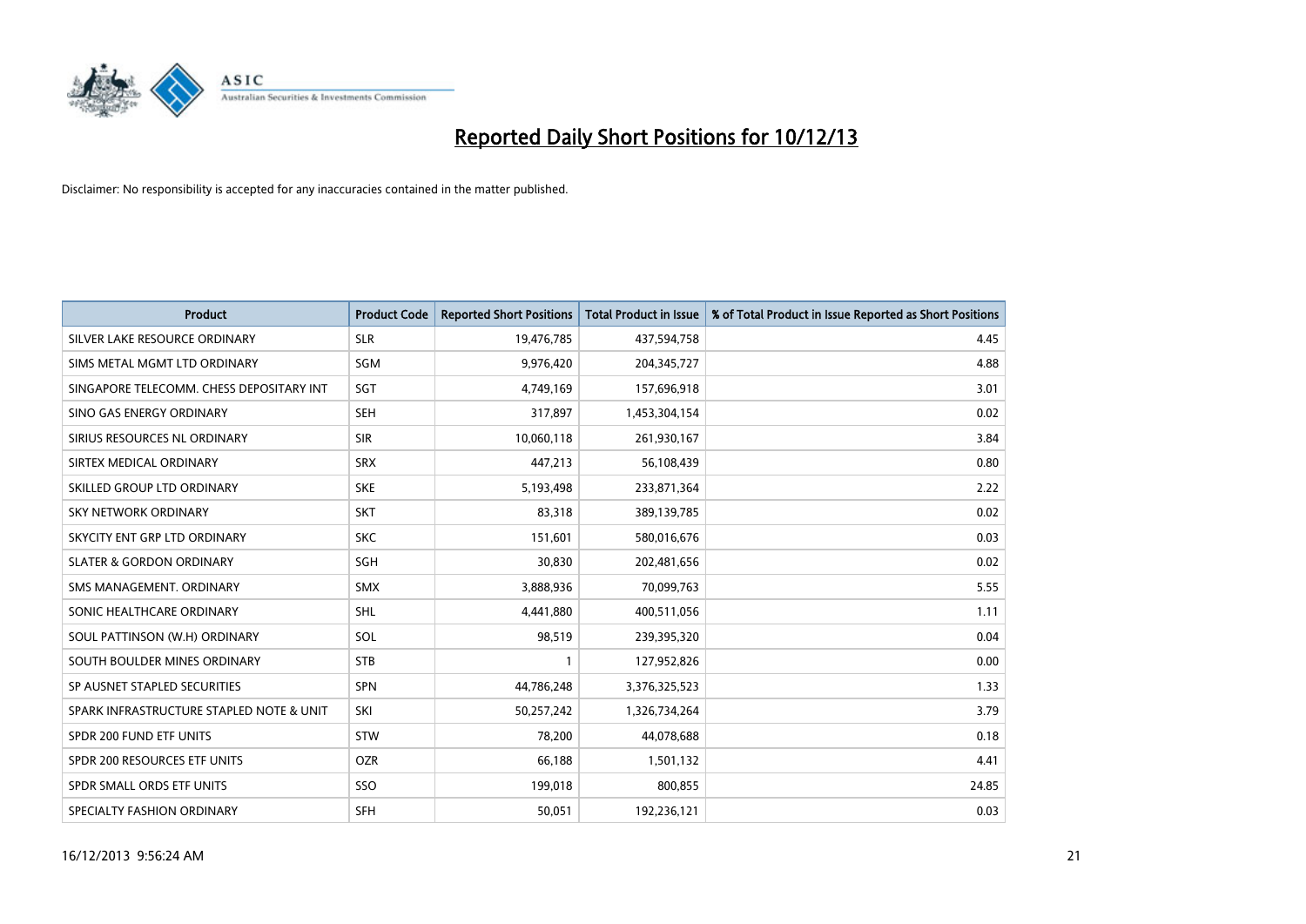# Reported Daily Short Positions for 10/12/13

Disclaimer: No responsibility is accepted for any inaccuracies contained in the matter published.

| Product | Product Code | Reported Short Positions | Total Product in Issue | % of Total Product in Issue Reported as Short Positions |
|---|---|---|---|---|
| SILVER LAKE RESOURCE ORDINARY | SLR | 19,476,785 | 437,594,758 | 4.45 |
| SIMS METAL MGMT LTD ORDINARY | SGM | 9,976,420 | 204,345,727 | 4.88 |
| SINGAPORE TELECOMM. CHESS DEPOSITARY INT | SGT | 4,749,169 | 157,696,918 | 3.01 |
| SINO GAS ENERGY ORDINARY | SEH | 317,897 | 1,453,304,154 | 0.02 |
| SIRIUS RESOURCES NL ORDINARY | SIR | 10,060,118 | 261,930,167 | 3.84 |
| SIRTEX MEDICAL ORDINARY | SRX | 447,213 | 56,108,439 | 0.80 |
| SKILLED GROUP LTD ORDINARY | SKE | 5,193,498 | 233,871,364 | 2.22 |
| SKY NETWORK ORDINARY | SKT | 83,318 | 389,139,785 | 0.02 |
| SKYCITY ENT GRP LTD ORDINARY | SKC | 151,601 | 580,016,676 | 0.03 |
| SLATER & GORDON ORDINARY | SGH | 30,830 | 202,481,656 | 0.02 |
| SMS MANAGEMENT. ORDINARY | SMX | 3,888,936 | 70,099,763 | 5.55 |
| SONIC HEALTHCARE ORDINARY | SHL | 4,441,880 | 400,511,056 | 1.11 |
| SOUL PATTINSON (W.H) ORDINARY | SOL | 98,519 | 239,395,320 | 0.04 |
| SOUTH BOULDER MINES ORDINARY | STB | 1 | 127,952,826 | 0.00 |
| SP AUSNET STAPLED SECURITIES | SPN | 44,786,248 | 3,376,325,523 | 1.33 |
| SPARK INFRASTRUCTURE STAPLED NOTE & UNIT | SKI | 50,257,242 | 1,326,734,264 | 3.79 |
| SPDR 200 FUND ETF UNITS | STW | 78,200 | 44,078,688 | 0.18 |
| SPDR 200 RESOURCES ETF UNITS | OZR | 66,188 | 1,501,132 | 4.41 |
| SPDR SMALL ORDS ETF UNITS | SSO | 199,018 | 800,855 | 24.85 |
| SPECIALTY FASHION ORDINARY | SFH | 50,051 | 192,236,121 | 0.03 |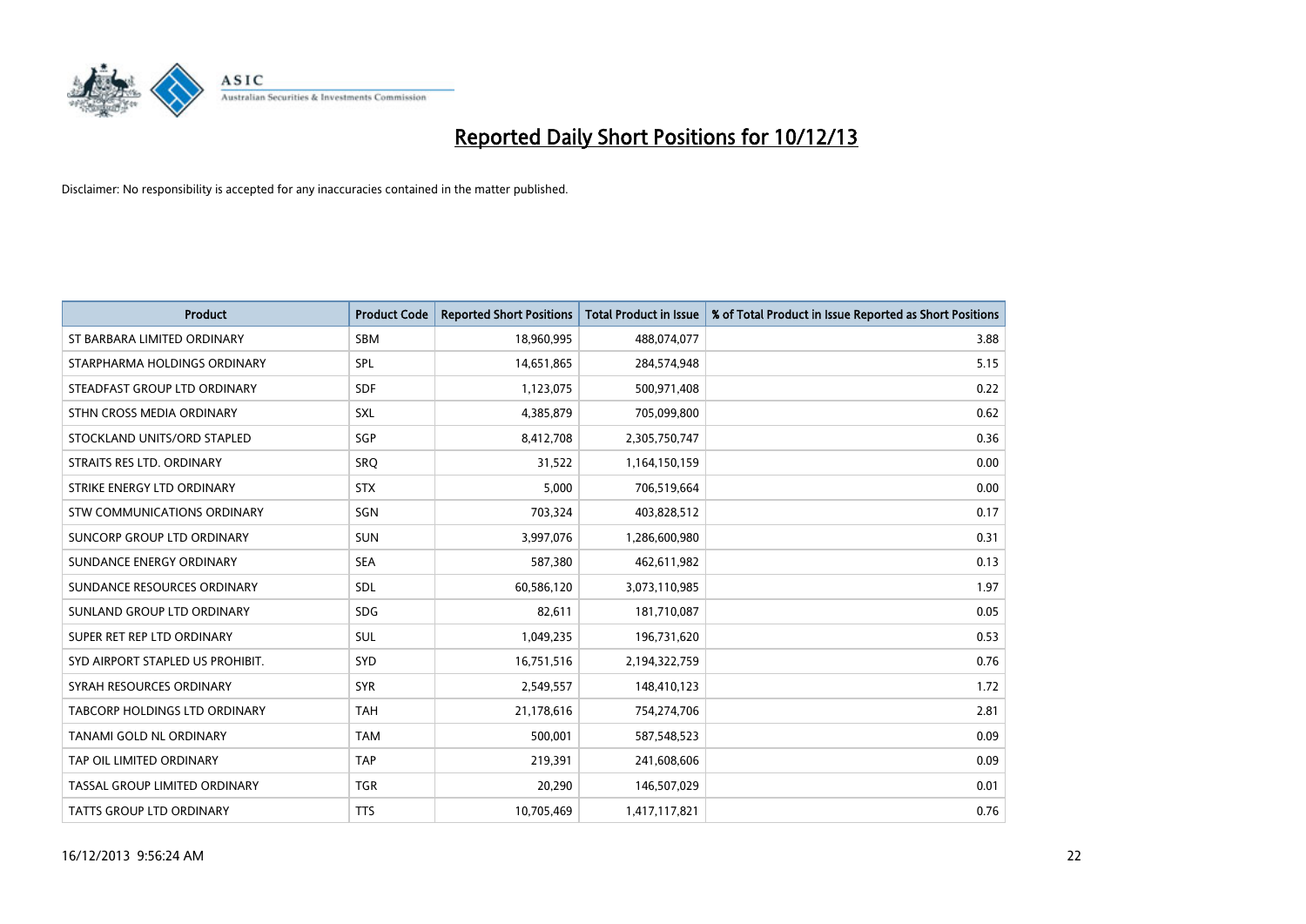# Reported Daily Short Positions for 10/12/13

Disclaimer: No responsibility is accepted for any inaccuracies contained in the matter published.

| Product | Product Code | Reported Short Positions | Total Product in Issue | % of Total Product in Issue Reported as Short Positions |
|---|---|---|---|---|
| ST BARBARA LIMITED ORDINARY | SBM | 18,960,995 | 488,074,077 | 3.88 |
| STARPHARMA HOLDINGS ORDINARY | SPL | 14,651,865 | 284,574,948 | 5.15 |
| STEADFAST GROUP LTD ORDINARY | SDF | 1,123,075 | 500,971,408 | 0.22 |
| STHN CROSS MEDIA ORDINARY | SXL | 4,385,879 | 705,099,800 | 0.62 |
| STOCKLAND UNITS/ORD STAPLED | SGP | 8,412,708 | 2,305,750,747 | 0.36 |
| STRAITS RES LTD. ORDINARY | SRQ | 31,522 | 1,164,150,159 | 0.00 |
| STRIKE ENERGY LTD ORDINARY | STX | 5,000 | 706,519,664 | 0.00 |
| STW COMMUNICATIONS ORDINARY | SGN | 703,324 | 403,828,512 | 0.17 |
| SUNCORP GROUP LTD ORDINARY | SUN | 3,997,076 | 1,286,600,980 | 0.31 |
| SUNDANCE ENERGY ORDINARY | SEA | 587,380 | 462,611,982 | 0.13 |
| SUNDANCE RESOURCES ORDINARY | SDL | 60,586,120 | 3,073,110,985 | 1.97 |
| SUNLAND GROUP LTD ORDINARY | SDG | 82,611 | 181,710,087 | 0.05 |
| SUPER RET REP LTD ORDINARY | SUL | 1,049,235 | 196,731,620 | 0.53 |
| SYD AIRPORT STAPLED US PROHIBIT. | SYD | 16,751,516 | 2,194,322,759 | 0.76 |
| SYRAH RESOURCES ORDINARY | SYR | 2,549,557 | 148,410,123 | 1.72 |
| TABCORP HOLDINGS LTD ORDINARY | TAH | 21,178,616 | 754,274,706 | 2.81 |
| TANAMI GOLD NL ORDINARY | TAM | 500,001 | 587,548,523 | 0.09 |
| TAP OIL LIMITED ORDINARY | TAP | 219,391 | 241,608,606 | 0.09 |
| TASSAL GROUP LIMITED ORDINARY | TGR | 20,290 | 146,507,029 | 0.01 |
| TATTS GROUP LTD ORDINARY | TTS | 10,705,469 | 1,417,117,821 | 0.76 |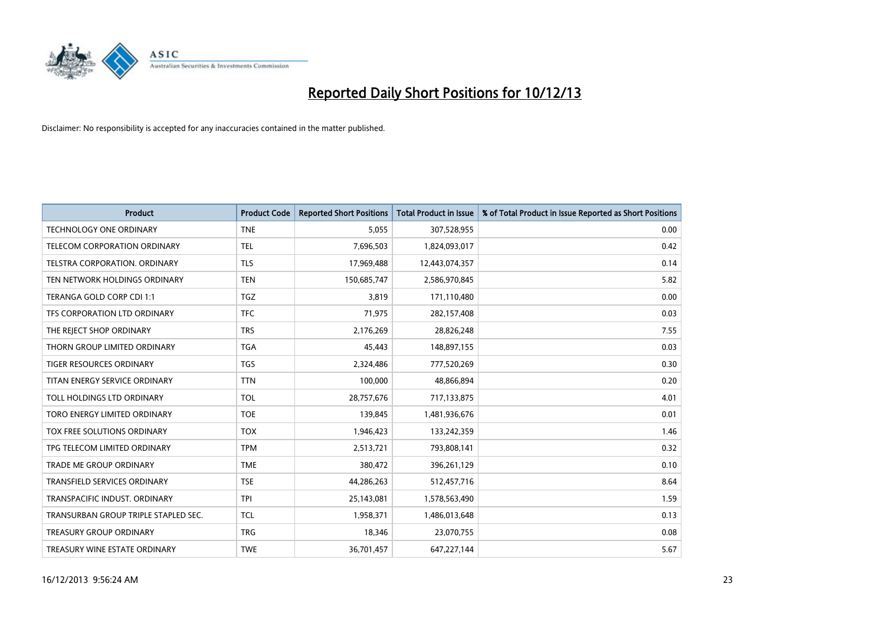# Reported Daily Short Positions for 10/12/13

Disclaimer: No responsibility is accepted for any inaccuracies contained in the matter published.

| Product | Product Code | Reported Short Positions | Total Product in Issue | % of Total Product in Issue Reported as Short Positions |
|---|---|---|---|---|
| TECHNOLOGY ONE ORDINARY | TNE | 5,055 | 307,528,955 | 0.00 |
| TELECOM CORPORATION ORDINARY | TEL | 7,696,503 | 1,824,093,017 | 0.42 |
| TELSTRA CORPORATION. ORDINARY | TLS | 17,969,488 | 12,443,074,357 | 0.14 |
| TEN NETWORK HOLDINGS ORDINARY | TEN | 150,685,747 | 2,586,970,845 | 5.82 |
| TERANGA GOLD CORP CDI 1:1 | TGZ | 3,819 | 171,110,480 | 0.00 |
| TFS CORPORATION LTD ORDINARY | TFC | 71,975 | 282,157,408 | 0.03 |
| THE REJECT SHOP ORDINARY | TRS | 2,176,269 | 28,826,248 | 7.55 |
| THORN GROUP LIMITED ORDINARY | TGA | 45,443 | 148,897,155 | 0.03 |
| TIGER RESOURCES ORDINARY | TGS | 2,324,486 | 777,520,269 | 0.30 |
| TITAN ENERGY SERVICE ORDINARY | TTN | 100,000 | 48,866,894 | 0.20 |
| TOLL HOLDINGS LTD ORDINARY | TOL | 28,757,676 | 717,133,875 | 4.01 |
| TORO ENERGY LIMITED ORDINARY | TOE | 139,845 | 1,481,936,676 | 0.01 |
| TOX FREE SOLUTIONS ORDINARY | TOX | 1,946,423 | 133,242,359 | 1.46 |
| TPG TELECOM LIMITED ORDINARY | TPM | 2,513,721 | 793,808,141 | 0.32 |
| TRADE ME GROUP ORDINARY | TME | 380,472 | 396,261,129 | 0.10 |
| TRANSFIELD SERVICES ORDINARY | TSE | 44,286,263 | 512,457,716 | 8.64 |
| TRANSPACIFIC INDUST. ORDINARY | TPI | 25,143,081 | 1,578,563,490 | 1.59 |
| TRANSURBAN GROUP TRIPLE STAPLED SEC. | TCL | 1,958,371 | 1,486,013,648 | 0.13 |
| TREASURY GROUP ORDINARY | TRG | 18,346 | 23,070,755 | 0.08 |
| TREASURY WINE ESTATE ORDINARY | TWE | 36,701,457 | 647,227,144 | 5.67 |

16/12/2013 9:56:24 AM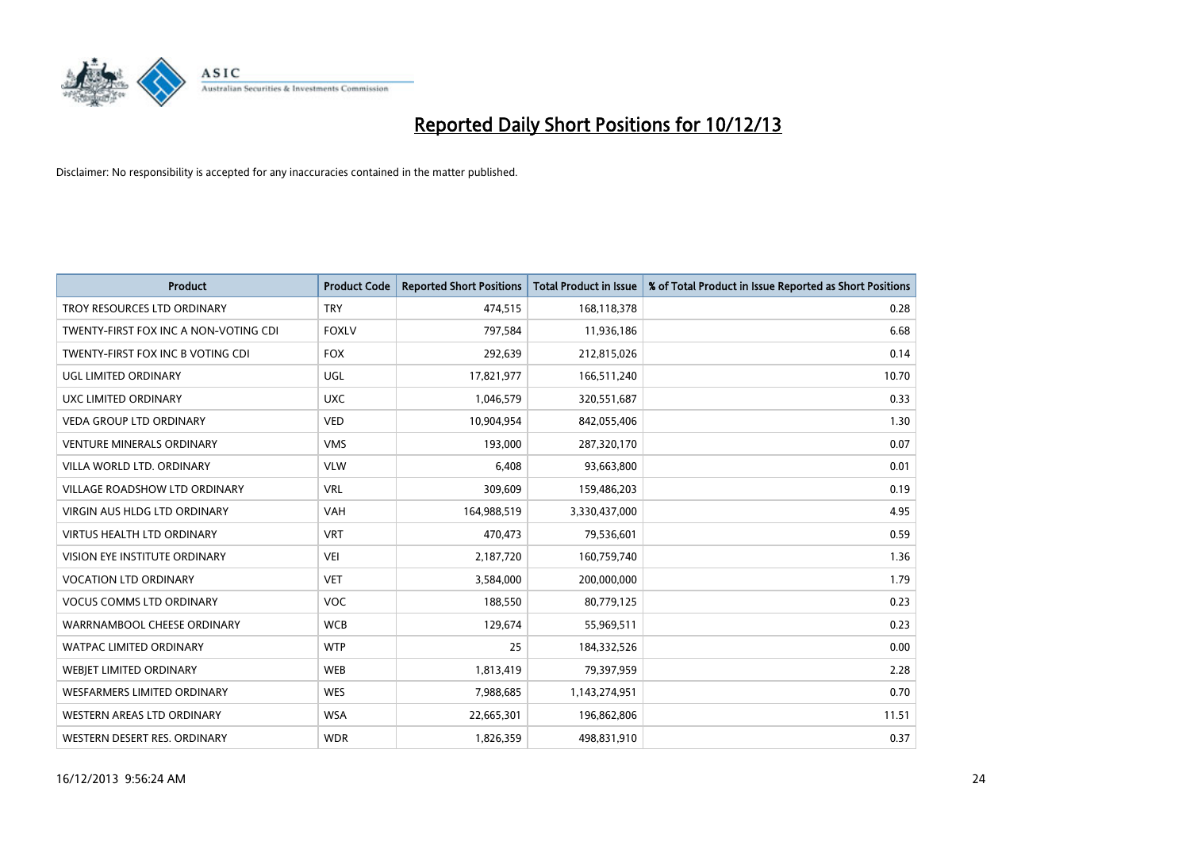# Reported Daily Short Positions for 10/12/13

Disclaimer: No responsibility is accepted for any inaccuracies contained in the matter published.

| Product | Product Code | Reported Short Positions | Total Product in Issue | % of Total Product in Issue Reported as Short Positions |
|---|---|---|---|---|
| TROY RESOURCES LTD ORDINARY | TRY | 474,515 | 168,118,378 | 0.28 |
| TWENTY-FIRST FOX INC A NON-VOTING CDI | FOXLV | 797,584 | 11,936,186 | 6.68 |
| TWENTY-FIRST FOX INC B VOTING CDI | FOX | 292,639 | 212,815,026 | 0.14 |
| UGL LIMITED ORDINARY | UGL | 17,821,977 | 166,511,240 | 10.70 |
| UXC LIMITED ORDINARY | UXC | 1,046,579 | 320,551,687 | 0.33 |
| VEDA GROUP LTD ORDINARY | VED | 10,904,954 | 842,055,406 | 1.30 |
| VENTURE MINERALS ORDINARY | VMS | 193,000 | 287,320,170 | 0.07 |
| VILLA WORLD LTD. ORDINARY | VLW | 6,408 | 93,663,800 | 0.01 |
| VILLAGE ROADSHOW LTD ORDINARY | VRL | 309,609 | 159,486,203 | 0.19 |
| VIRGIN AUS HLDG LTD ORDINARY | VAH | 164,988,519 | 3,330,437,000 | 4.95 |
| VIRTUS HEALTH LTD ORDINARY | VRT | 470,473 | 79,536,601 | 0.59 |
| VISION EYE INSTITUTE ORDINARY | VEI | 2,187,720 | 160,759,740 | 1.36 |
| VOCATION LTD ORDINARY | VET | 3,584,000 | 200,000,000 | 1.79 |
| VOCUS COMMS LTD ORDINARY | VOC | 188,550 | 80,779,125 | 0.23 |
| WARRNAMBOOL CHEESE ORDINARY | WCB | 129,674 | 55,969,511 | 0.23 |
| WATPAC LIMITED ORDINARY | WTP | 25 | 184,332,526 | 0.00 |
| WEBJET LIMITED ORDINARY | WEB | 1,813,419 | 79,397,959 | 2.28 |
| WESFARMERS LIMITED ORDINARY | WES | 7,988,685 | 1,143,274,951 | 0.70 |
| WESTERN AREAS LTD ORDINARY | WSA | 22,665,301 | 196,862,806 | 11.51 |
| WESTERN DESERT RES. ORDINARY | WDR | 1,826,359 | 498,831,910 | 0.37 |

16/12/2013 9:56:24 AM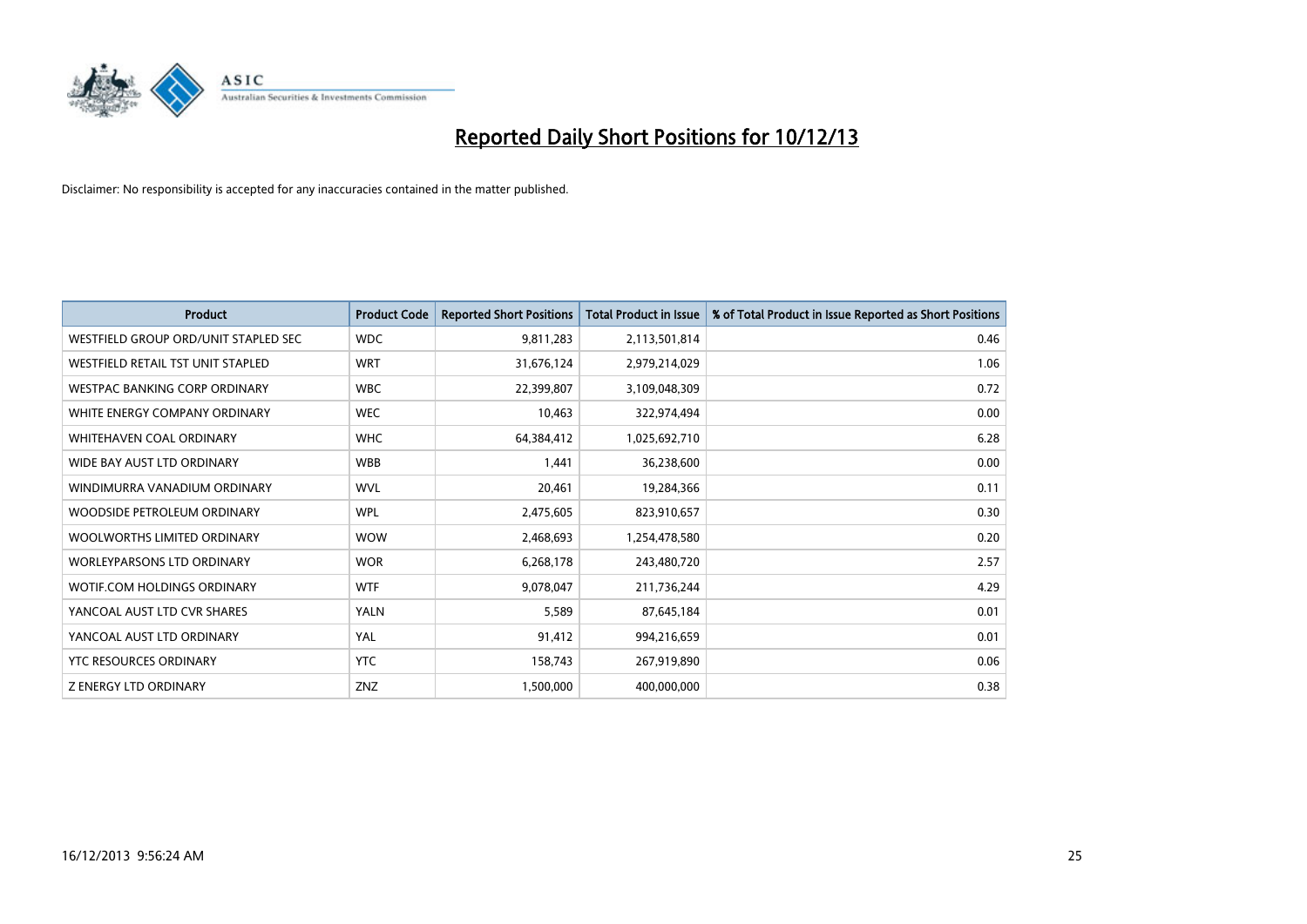# Reported Daily Short Positions for 10/12/13

Disclaimer: No responsibility is accepted for any inaccuracies contained in the matter published.

| Product | Product Code | Reported Short Positions | Total Product in Issue | % of Total Product in Issue Reported as Short Positions |
|---|---|---|---|---|
| WESTFIELD GROUP ORD/UNIT STAPLED SEC | WDC | 9,811,283 | 2,113,501,814 | 0.46 |
| WESTFIELD RETAIL TST UNIT STAPLED | WRT | 31,676,124 | 2,979,214,029 | 1.06 |
| WESTPAC BANKING CORP ORDINARY | WBC | 22,399,807 | 3,109,048,309 | 0.72 |
| WHITE ENERGY COMPANY ORDINARY | WEC | 10,463 | 322,974,494 | 0.00 |
| WHITEHAVEN COAL ORDINARY | WHC | 64,384,412 | 1,025,692,710 | 6.28 |
| WIDE BAY AUST LTD ORDINARY | WBB | 1,441 | 36,238,600 | 0.00 |
| WINDIMURRA VANADIUM ORDINARY | WVL | 20,461 | 19,284,366 | 0.11 |
| WOODSIDE PETROLEUM ORDINARY | WPL | 2,475,605 | 823,910,657 | 0.30 |
| WOOLWORTHS LIMITED ORDINARY | WOW | 2,468,693 | 1,254,478,580 | 0.20 |
| WORLEYPARSONS LTD ORDINARY | WOR | 6,268,178 | 243,480,720 | 2.57 |
| WOTIF.COM HOLDINGS ORDINARY | WTF | 9,078,047 | 211,736,244 | 4.29 |
| YANCOAL AUST LTD CVR SHARES | YALN | 5,589 | 87,645,184 | 0.01 |
| YANCOAL AUST LTD ORDINARY | YAL | 91,412 | 994,216,659 | 0.01 |
| YTC RESOURCES ORDINARY | YTC | 158,743 | 267,919,890 | 0.06 |
| Z ENERGY LTD ORDINARY | ZNZ | 1,500,000 | 400,000,000 | 0.38 |

16/12/2013 9:56:24 AM